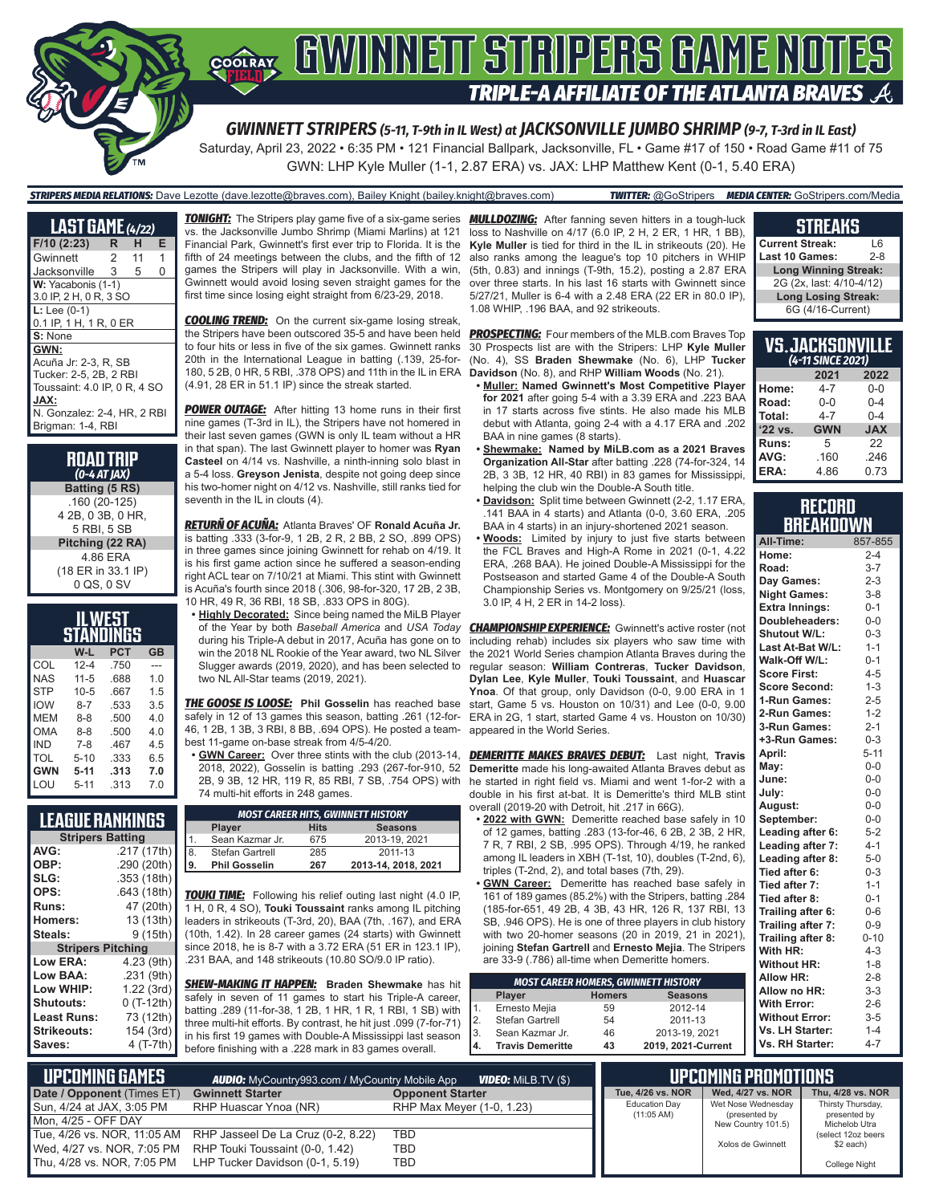# GWINNETT STRIPERS GAME NOTES

## TRIPLE-A AFFILIATE OF THE ATLANTA BRAVES

### GWINNETT STRIPERS (5-11, T-9th in IL West) at JACKSONVILLE JUMBO SHRIMP (9-7, T-3rd in IL East)

Saturday, April 23, 2022 • 6:35 PM • 121 Financial Ballpark, Jacksonville, FL • Game #17 of 150 • Road Game #11 of 75

GWN: LHP Kyle Muller (1-1, 2.87 ERA) vs. JAX: LHP Matthew Kent (0-1, 5.40 ERA)

**STRIPERS MEDIA RELATIONS:** Dave Lezotte (dave.lezotte@braves.com), Bailey Knight (bailey.knight@braves.com) **TWITTER:** @GoStripers **MEDIA CENTER:** GoStripers.com/Media

## LAST GAME (4/22)

| F/10 (2:23) | R | H | E |
|---|---|---|---|
| Gwinnett | 2 | 11 | 1 |
| Jacksonville | 3 | 5 | 0 |

**W:** Yacabonis (1-1)
3.0 IP, 2 H, 0 R, 3 SO

**L:** Lee (0-1)
0.1 IP, 1 H, 1 R, 0 ER

**S:** None

**GWN:**
Acuña Jr: 2-3, R, SB
Tucker: 2-5, 2B, 2 RBI
Toussaint: 4.0 IP, 0 R, 4 SO

**JAX:**
N. Gonzalez: 2-4, HR, 2 RBI
Brigman: 1-4, RBI

## ROAD TRIP (0-4 AT JAX)

**Batting (5 RS)**
.160 (20-125)
4 2B, 0 3B, 0 HR,
5 RBI, 5 SB

**Pitching (22 RA)**
4.86 ERA
(18 ER in 33.1 IP)
0 QS, 0 SV

## IL WEST STANDINGS

| | W-L | PCT | GB |
|---|---|---|---|
| COL | 12-4 | .750 | --- |
| NAS | 11-5 | .688 | 1.0 |
| STP | 10-5 | .667 | 1.5 |
| IOW | 8-7 | .533 | 3.5 |
| MEM | 8-8 | .500 | 4.0 |
| OMA | 8-8 | .500 | 4.0 |
| IND | 7-8 | .467 | 4.5 |
| TOL | 5-10 | .333 | 6.5 |
| **GWN** | **5-11** | **.313** | **7.0** |
| LOU | 5-11 | .313 | 7.0 |

## LEAGUE RANKINGS

| **Stripers Batting** | |
|---|---|
| AVG: | .217 (17th) |
| OBP: | .290 (20th) |
| SLG: | .353 (18th) |
| OPS: | .643 (18th) |
| Runs: | 47 (20th) |
| Homers: | 13 (13th) |
| Steals: | 9 (15th) |
| **Stripers Pitching** | |
| Low ERA: | 4.23 (9th) |
| Low BAA: | .231 (9th) |
| Low WHIP: | 1.22 (3rd) |
| Shutouts: | 0 (T-12th) |
| Least Runs: | 73 (12th) |
| Strikeouts: | 154 (3rd) |
| Saves: | 4 (T-7th) |

**TONIGHT:** The Stripers play game five of a six-game series vs. the Jacksonville Jumbo Shrimp (Miami Marlins) at 121 Financial Park, Gwinnett's first ever trip to Florida. It is the fifth of 24 meetings between the clubs, and the fifth of 12 games the Stripers will play in Jacksonville. With a win, Gwinnett would avoid losing seven straight games for the first time since losing eight straight from 6/23-29, 2018.

**COOLING TREND:** On the current six-game losing streak, the Stripers have been outscored 35-5 and have been held to four hits or less in five of the six games. Gwinnett ranks 20th in the International League in batting (.139, 25-for-180, 5 2B, 0 HR, 5 RBI, .378 OPS) and 11th in the IL in ERA (4.91, 28 ER in 51.1 IP) since the streak started.

**POWER OUTAGE:** After hitting 13 home runs in their first nine games (T-3rd in IL), the Stripers have not homered in their last seven games (GWN is only IL team without a HR in that span). The last Gwinnett player to homer was **Ryan Casteel** on 4/14 vs. Nashville, a ninth-inning solo blast in a 5-4 loss. **Greyson Jenista**, despite not going deep since his two-homer night on 4/12 vs. Nashville, still ranks tied for seventh in the IL in clouts (4).

**RETURÑ OF ACUÑA:** Atlanta Braves' OF **Ronald Acuña Jr.** is batting .333 (3-for-9, 1 2B, 2 R, 2 BB, 2 SO, .899 OPS) in three games since joining Gwinnett for rehab on 4/19. It is his first game action since he suffered a season-ending right ACL tear on 7/10/21 at Miami. This stint with Gwinnett is Acuña's fourth since 2018 (.306, 98-for-320, 17 2B, 2 3B, 10 HR, 49 R, 36 RBI, 18 SB, .833 OPS in 80G).

- **Highly Decorated:** Since being named the MiLB Player of the Year by both *Baseball America* and *USA Today* during his Triple-A debut in 2017, Acuña has gone on to win the 2018 NL Rookie of the Year award, two NL Silver Slugger awards (2019, 2020), and has been selected to two NL All-Star teams (2019, 2021).

**THE GOOSE IS LOOSE:** **Phil Gosselin** has reached base safely in 12 of 13 games this season, batting .261 (12-for-46, 1 2B, 1 3B, 3 RBI, 8 BB, .694 OPS). He posted a team-best 11-game on-base streak from 4/5-4/20.

- **GWN Career:** Over three stints with the club (2013-14, 2018, 2022), Gosselin is batting .293 (267-for-910, 52 2B, 9 3B, 12 HR, 119 R, 85 RBI, 7 SB, .754 OPS) with 74 multi-hit efforts in 248 games.

| MOST CAREER HITS, GWINNETT HISTORY | | | |
|---|---|---|---|
| | Player | Hits | Seasons |
| 1. | Sean Kazmar Jr. | 675 | 2013-19, 2021 |
| 8. | Stefan Gartrell | 285 | 2011-13 |
| **9.** | **Phil Gosselin** | **267** | **2013-14, 2018, 2021** |

**TOUKI TIME:** Following his relief outing last night (4.0 IP, 1 H, 0 R, 4 SO), **Touki Toussaint** ranks among IL pitching leaders in strikeouts (T-3rd, 20), BAA (7th, .167), and ERA (10th, 1.42). In 28 career games (24 starts) with Gwinnett since 2018, he is 8-7 with a 3.72 ERA (51 ER in 123.1 IP), .231 BAA, and 148 strikeouts (10.80 SO/9.0 IP ratio).

**SHEW-MAKING IT HAPPEN:** **Braden Shewmake** has hit safely in seven of 11 games to start his Triple-A career, batting .289 (11-for-38, 1 2B, 1 HR, 1 R, 1 RBI, 1 SB) with three multi-hit efforts. By contrast, he hit just .099 (7-for-71) in his first 19 games with Double-A Mississippi last season before finishing with a .228 mark in 83 games overall.

**MULLDOZING:** After fanning seven hitters in a tough-luck loss to Nashville on 4/17 (6.0 IP, 2 H, 2 ER, 1 HR, 1 BB), **Kyle Muller** is tied for third in the IL in strikeouts (20). He also ranks among the league's top 10 pitchers in WHIP (5th, 0.83) and innings (T-9th, 15.2), posting a 2.87 ERA over three starts. In his last 16 starts with Gwinnett since 5/27/21, Muller is 6-4 with a 2.48 ERA (22 ER in 80.0 IP), 1.08 WHIP, .196 BAA, and 92 strikeouts.

**PROSPECTING:** Four members of the MLB.com Braves Top 30 Prospects list are with the Stripers: LHP **Kyle Muller** (No. 4), SS **Braden Shewmake** (No. 6), LHP **Tucker Davidson** (No. 8), and RHP **William Woods** (No. 21).

- **Muller: Named Gwinnett's Most Competitive Player for 2021** after going 5-4 with a 3.39 ERA and .223 BAA in 17 starts across five stints. He also made his MLB debut with Atlanta, going 2-4 with a 4.17 ERA and .202 BAA in nine games (8 starts).
- **Shewmake: Named by MiLB.com as a 2021 Braves Organization All-Star** after batting .228 (74-for-324, 14 2B, 3 3B, 12 HR, 40 RBI) in 83 games for Mississippi, helping the club win the Double-A South title.
- **Davidson:** Split time between Gwinnett (2-2, 1.17 ERA, .141 BAA in 4 starts) and Atlanta (0-0, 3.60 ERA, .205 BAA in 4 starts) in an injury-shortened 2021 season.
- **Woods:** Limited by injury to just five starts between the FCL Braves and High-A Rome in 2021 (0-1, 4.22 ERA, .268 BAA). He joined Double-A Mississippi for the Postseason and started Game 4 of the Double-A South Championship Series vs. Montgomery on 9/25/21 (loss, 3.0 IP, 4 H, 2 ER in 14-2 loss).

**CHAMPIONSHIP EXPERIENCE:** Gwinnett's active roster (not including rehab) includes six players who saw time with the 2021 World Series champion Atlanta Braves during the regular season: **William Contreras**, **Tucker Davidson**, **Dylan Lee**, **Kyle Muller**, **Touki Toussaint**, and **Huascar Ynoa**. Of that group, only Davidson (0-0, 9.00 ERA in 1 start, Game 5 vs. Houston on 10/31) and Lee (0-0, 9.00 ERA in 2G, 1 start, started Game 4 vs. Houston on 10/30) appeared in the World Series.

**DEMERITTE MAKES BRAVES DEBUT:** Last night, **Travis Demeritte** made his long-awaited Atlanta Braves debut as he started in right field vs. Miami and went 1-for-2 with a double in his first at-bat. It is Demeritte's third MLB stint overall (2019-20 with Detroit, hit .217 in 66G).

- **2022 with GWN:** Demeritte reached base safely in 10 of 12 games, batting .283 (13-for-46, 6 2B, 2 3B, 2 HR, 7 R, 7 RBI, 2 SB, .995 OPS). Through 4/19, he ranked among IL leaders in XBH (T-1st, 10), doubles (T-2nd, 6), triples (T-2nd), and total bases (7th, 29).
- **GWN Career:** Demeritte has reached base safely in 161 of 189 games (85.2%) with the Stripers, batting .284 (185-for-651, 49 2B, 4 3B, 43 HR, 126 R, 137 RBI, 13 SB, .946 OPS). He is one of three players in club history with two 20-homer seasons (20 in 2019, 21 in 2021), joining **Stefan Gartrell** and **Ernesto Mejia**. The Stripers are 33-9 (.786) all-time when Demeritte homers.

| MOST CAREER HOMERS, GWINNETT HISTORY | | | |
|---|---|---|---|
| | Player | Homers | Seasons |
| 1. | Ernesto Mejia | 59 | 2012-14 |
| 2. | Stefan Gartrell | 54 | 2011-13 |
| 3. | Sean Kazmar Jr. | 46 | 2013-19, 2021 |
| **4.** | **Travis Demeritte** | **43** | **2019, 2021-Current** |

## STREAKS

| | |
|---|---|
| Current Streak: | L6 |
| Last 10 Games: | 2-8 |
| **Long Winning Streak:** | |
| 2G (2x, last: 4/10-4/12) | |
| **Long Losing Streak:** | |
| 6G (4/16-Current) | |

## VS. JACKSONVILLE (4-11 SINCE 2021)

| | 2021 | 2022 |
|---|---|---|
| Home: | 4-7 | 0-0 |
| Road: | 0-0 | 0-4 |
| Total: | 4-7 | 0-4 |
| '22 vs. | GWN | JAX |
| Runs: | 5 | 22 |
| AVG: | .160 | .246 |
| ERA: | 4.86 | 0.73 |

## RECORD BREAKDOWN

| | |
|---|---|
| All-Time: | 857-855 |
| Home: | 2-4 |
| Road: | 3-7 |
| Day Games: | 2-3 |
| Night Games: | 3-8 |
| Extra Innings: | 0-1 |
| Doubleheaders: | 0-0 |
| Shutout W/L: | 0-3 |
| Last At-Bat W/L: | 1-1 |
| Walk-Off W/L: | 0-1 |
| Score First: | 4-5 |
| Score Second: | 1-3 |
| 1-Run Games: | 2-5 |
| 2-Run Games: | 1-2 |
| 3-Run Games: | 2-1 |
| +3-Run Games: | 0-3 |
| April: | 5-11 |
| May: | 0-0 |
| June: | 0-0 |
| July: | 0-0 |
| August: | 0-0 |
| September: | 0-0 |
| Leading after 6: | 5-2 |
| Leading after 7: | 4-1 |
| Leading after 8: | 5-0 |
| Tied after 6: | 0-3 |
| Tied after 7: | 1-1 |
| Tied after 8: | 0-1 |
| Trailing after 6: | 0-6 |
| Trailing after 7: | 0-9 |
| Trailing after 8: | 0-10 |
| With HR: | 4-3 |
| Without HR: | 1-8 |
| Allow HR: | 2-8 |
| Allow no HR: | 3-3 |
| With Error: | 2-6 |
| Without Error: | 3-5 |
| Vs. LH Starter: | 1-4 |
| Vs. RH Starter: | 4-7 |

## UPCOMING GAMES

**AUDIO:** MyCountry993.com / MyCountry Mobile App **VIDEO:** MiLB.TV ($)

| Date / Opponent (Times ET) | Gwinnett Starter | Opponent Starter |
|---|---|---|
| Sun, 4/24 at JAX, 3:05 PM | RHP Huascar Ynoa (NR) | RHP Max Meyer (1-0, 1.23) |
| Mon, 4/25 - OFF DAY | | |
| Tue, 4/26 vs. NOR, 11:05 AM | RHP Jasseel De La Cruz (0-2, 8.22) | TBD |
| Wed, 4/27 vs. NOR, 7:05 PM | RHP Touki Toussaint (0-0, 1.42) | TBD |
| Thu, 4/28 vs. NOR, 7:05 PM | LHP Tucker Davidson (0-1, 5.19) | TBD |

## UPCOMING PROMOTIONS

| Tue, 4/26 vs. NOR | Wed, 4/27 vs. NOR | Thu, 4/28 vs. NOR |
|---|---|---|
| Education Day (11:05 AM) | Wet Nose Wednesday (presented by New Country 101.5) Xolos de Gwinnett | Thirsty Thursday, presented by Michelob Ultra (select 12oz beers $2 each) College Night |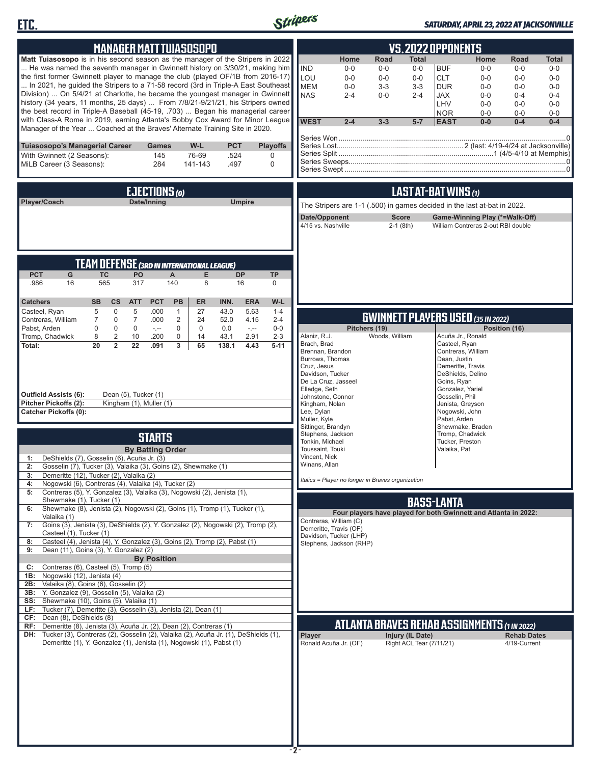## MANAGER MATT TUIASOSOPO

**Matt Tuiasosopo** is in his second season as the manager of the Stripers in 2022 ... He was named the seventh manager in Gwinnett history on 3/30/21, making him the first former Gwinnett player to manage the club (played OF/1B from 2016-17) ... In 2021, he guided the Stripers to a 71-58 record (3rd in Triple-A East Southeast Division) ... On 5/4/21 at Charlotte, he became the youngest manager in Gwinnett history (34 years, 11 months, 25 days) ... From 7/8/21-9/21/21, his Stripers owned the best record in Triple-A Baseball (45-19, .703) ... Began his managerial career with Class-A Rome in 2019, earning Atlanta's Bobby Cox Award for Minor League Manager of the Year ... Coached at the Braves' Alternate Training Site in 2020.

| Tuiasosopo's Managerial Career | Games | W-L | PCT | Playoffs |
|---|---|---|---|---|
| With Gwinnett (2 Seasons): | 145 | 76-69 | .524 | 0 |
| MiLB Career (3 Seasons): | 284 | 141-143 | .497 | 0 |

## EJECTIONS (0)

| Player/Coach | Date/Inning | Umpire |
|---|---|---|

## TEAM DEFENSE (3RD IN INTERNATIONAL LEAGUE)

| PCT | G | TC | PO | A | E | DP | TP |
|---|---|---|---|---|---|---|---|
| .986 | 16 | 565 | 317 | 140 | 8 | 16 | 0 |

| Catchers | SB | CS | ATT | PCT | PB | ER | INN. | ERA | W-L |
|---|---|---|---|---|---|---|---|---|---|
| Casteel, Ryan | 5 | 0 | 5 | .000 | 1 | 27 | 43.0 | 5.63 | 1-4 |
| Contreras, William | 7 | 0 | 7 | .000 | 2 | 24 | 52.0 | 4.15 | 2-4 |
| Pabst, Arden | 0 | 0 | 0 | .--- | 0 | 0 | 0.0 | -.-- | 0-0 |
| Tromp, Chadwick | 8 | 2 | 10 | .200 | 0 | 14 | 43.1 | 2.91 | 2-3 |
| **Total:** | **20** | **2** | **22** | **.091** | **3** | **65** | **138.1** | **4.43** | **5-11** |

**Outfield Assists (6):** Dean (5), Tucker (1)
**Pitcher Pickoffs (2):** Kingham (1), Muller (1)
**Catcher Pickoffs (0):**

## STARTS

**By Batting Order**

| | |
|---|---|
| 1: | DeShields (7), Gosselin (6), Acuña Jr. (3) |
| 2: | Gosselin (7), Tucker (3), Valaika (3), Goins (2), Shewmake (1) |
| 3: | Demeritte (12), Tucker (2), Valaika (2) |
| 4: | Nogowski (6), Contreras (4), Valaika (4), Tucker (2) |
| 5: | Contreras (5), Y. Gonzalez (3), Valaika (3), Nogowski (2), Jenista (1), Shewmake (1), Tucker (1) |
| 6: | Shewmake (8), Jenista (2), Nogowski (2), Goins (1), Tromp (1), Tucker (1), Valaika (1) |
| 7: | Goins (3), Jenista (3), DeShields (2), Y. Gonzalez (2), Nogowski (2), Tromp (2), Casteel (1), Tucker (1) |
| 8: | Casteel (4), Jenista (4), Y. Gonzalez (3), Goins (2), Tromp (2), Pabst (1) |
| 9: | Dean (11), Goins (3), Y. Gonzalez (2) |

**By Position**

| | |
|---|---|
| C: | Contreras (6), Casteel (5), Tromp (5) |
| 1B: | Nogowski (12), Jenista (4) |
| 2B: | Valaika (8), Goins (6), Gosselin (2) |
| 3B: | Y. Gonzalez (9), Gosselin (5), Valaika (2) |
| SS: | Shewmake (10), Goins (5), Valaika (1) |
| LF: | Tucker (7), Demeritte (3), Gosselin (3), Jenista (2), Dean (1) |
| CF: | Dean (8), DeShields (8) |
| RF: | Demeritte (8), Jenista (3), Acuña Jr. (2), Dean (2), Contreras (1) |
| DH: | Tucker (3), Contreras (2), Gosselin (2), Valaika (2), Acuña Jr. (1), DeShields (1), Demeritte (1), Y. Gonzalez (1), Jenista (1), Nogowski (1), Pabst (1) |

## VS. 2022 OPPONENTS

| | Home | Road | Total | | Home | Road | Total |
|---|---|---|---|---|---|---|---|
| IND | 0-0 | 0-0 | 0-0 | BUF | 0-0 | 0-0 | 0-0 |
| LOU | 0-0 | 0-0 | 0-0 | CLT | 0-0 | 0-0 | 0-0 |
| MEM | 0-0 | 3-3 | 3-3 | DUR | 0-0 | 0-0 | 0-0 |
| NAS | 2-4 | 0-0 | 2-4 | JAX | 0-0 | 0-4 | 0-4 |
| | | | | LHV | 0-0 | 0-0 | 0-0 |
| | | | | NOR | 0-0 | 0-0 | 0-0 |
| **WEST** | **2-4** | **3-3** | **5-7** | **EAST** | **0-0** | **0-4** | **0-4** |

Series Won....0
Series Lost.... 2 (last: 4/19-4/24 at Jacksonville)
Series Split ....1 (4/5-4/10 at Memphis)
Series Sweeps....0
Series Swept ....0

## LAST AT-BAT WINS (1)

The Stripers are 1-1 (.500) in games decided in the last at-bat in 2022.

| Date/Opponent | Score | Game-Winning Play (*=Walk-Off) |
|---|---|---|
| 4/15 vs. Nashville | 2-1 (8th) | William Contreras 2-out RBI double |

## GWINNETT PLAYERS USED (35 IN 2022)

**Pitchers (19)**
Alaniz, R.J.
Brach, Brad
Brennan, Brandon
Burrows, Thomas
Cruz, Jesus
Davidson, Tucker
De La Cruz, Jasseel
Elledge, Seth
Johnstone, Connor
Kingham, Nolan
Lee, Dylan
Muller, Kyle
Sittinger, Brandyn
Stephens, Jackson
Tonkin, Michael
Toussaint, Touki
Vincent, Nick
Winans, Allan
Woods, William

**Position (16)**
Acuña Jr., Ronald
Casteel, Ryan
Contreras, William
Dean, Justin
Demeritte, Travis
DeShields, Delino
Goins, Ryan
Gonzalez, Yariel
Gosselin, Phil
Jenista, Greyson
Nogowski, John
Pabst, Arden
Shewmake, Braden
Tromp, Chadwick
Tucker, Preston
Valaika, Pat

*Italics = Player no longer in Braves organization*

## BASS-LANTA

**Four players have played for both Gwinnett and Atlanta in 2022:**
Contreras, William (C)
Demeritte, Travis (OF)
Davidson, Tucker (LHP)
Stephens, Jackson (RHP)

## ATLANTA BRAVES REHAB ASSIGNMENTS (1 IN 2022)

| Player | Injury (IL Date) | Rehab Dates |
|---|---|---|
| Ronald Acuña Jr. (OF) | Right ACL Tear (7/11/21) | 4/19-Current |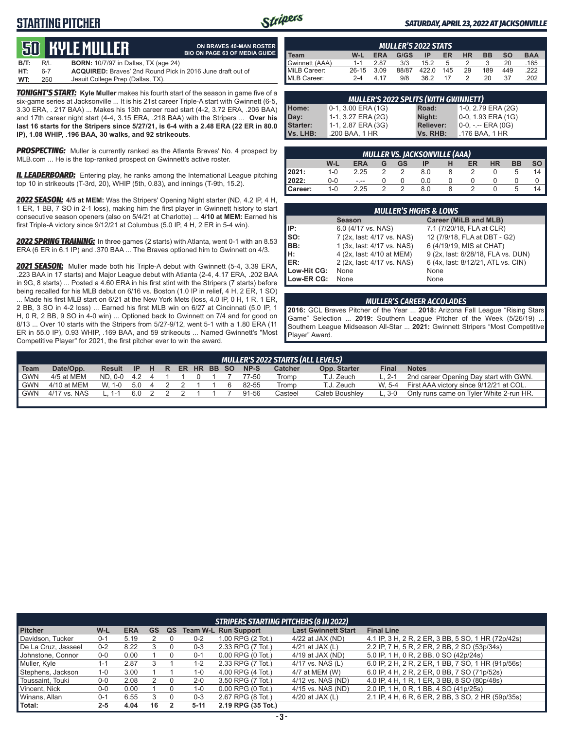## STARTING PITCHER

**SATURDAY, APRIL 23, 2022 AT JACKSONVILLE**

# 50 KYLE MULLER

**ON BRAVES 40-MAN ROSTER**
**BIO ON PAGE 63 OF MEDIA GUIDE**

| | | |
|---|---|---|
| **B/T:** | R/L | **BORN:** 10/7/97 in Dallas, TX (age 24) |
| **HT:** | 6-7 | **ACQUIRED:** Braves' 2nd Round Pick in 2016 June draft out of |
| **WT:** | 250 | Jesuit College Prep (Dallas, TX). |

***TONIGHT'S START:*** **Kyle Muller** makes his fourth start of the season in game five of a six-game series at Jacksonville ... It is his 21st career Triple-A start with Gwinnett (6-5, 3.30 ERA, . 217 BAA) ... Makes his 13th career road start (4-2, 3.72 ERA, .206 BAA) and 17th career night start (4-4, 3.15 ERA, .218 BAA) with the Stripers ... **Over his last 16 starts for the Stripers since 5/27/21, is 6-4 with a 2.48 ERA (22 ER in 80.0 IP), 1.08 WHIP, .196 BAA, 30 walks, and 92 strikeouts**.

***PROSPECTING:*** Muller is currently ranked as the Atlanta Braves' No. 4 prospect by MLB.com ... He is the top-ranked prospect on Gwinnett's active roster.

***IL LEADERBOARD:*** Entering play, he ranks among the International League pitching top 10 in strikeouts (T-3rd, 20), WHIP (5th, 0.83), and innings (T-9th, 15.2).

***2022 SEASON:*** **4/5 at MEM:** Was the Stripers' Opening Night starter (ND, 4.2 IP, 4 H, 1 ER, 1 BB, 7 SO in 2-1 loss), making him the first player in Gwinnett history to start consecutive season openers (also on 5/4/21 at Charlotte) ... **4/10 at MEM:** Earned his first Triple-A victory since 9/12/21 at Columbus (5.0 IP, 4 H, 2 ER in 5-4 win).

***2022 SPRING TRAINING:*** In three games (2 starts) with Atlanta, went 0-1 with an 8.53 ERA (6 ER in 6.1 IP) and .370 BAA ... The Braves optioned him to Gwinnett on 4/3.

***2021 SEASON:*** Muller made both his Triple-A debut with Gwinnett (5-4, 3.39 ERA, .223 BAA in 17 starts) and Major League debut with Atlanta (2-4, 4.17 ERA, .202 BAA in 9G, 8 starts) ... Posted a 4.60 ERA in his first stint with the Stripers (7 starts) before being recalled for his MLB debut on 6/16 vs. Boston (1.0 IP in relief, 4 H, 2 ER, 1 SO) ... Made his first MLB start on 6/21 at the New York Mets (loss, 4.0 IP, 0 H, 1 R, 1 ER, 2 BB, 3 SO in 4-2 loss) ... Earned his first MLB win on 6/27 at Cincinnati (5.0 IP, 1 H, 0 R, 2 BB, 9 SO in 4-0 win) ... Optioned back to Gwinnett on 7/4 and for good on 8/13 ... Over 10 starts with the Stripers from 5/27-9/12, went 5-1 with a 1.80 ERA (11 ER in 55.0 IP), 0.93 WHIP, .169 BAA, and 59 strikeouts ... Named Gwinnett's "Most Competitive Player" for 2021, the first pitcher ever to win the award.

### MULLER'S 2022 STATS

| Team | W-L | ERA | G/GS | IP | ER | HR | BB | SO | BAA |
|---|---|---|---|---|---|---|---|---|---|
| Gwinnett (AAA) | 1-1 | 2.87 | 3/3 | 15.2 | 5 | 2 | 3 | 20 | .185 |
| MiLB Career: | 26-15 | 3.09 | 88/87 | 422.0 | 145 | 29 | 189 | 449 | .222 |
| MLB Career: | 2-4 | 4.17 | 9/8 | 36.2 | 17 | 2 | 20 | 37 | .202 |

### MULLER'S 2022 SPLITS (WITH GWINNETT)

| | | | |
|---|---|---|---|
| **Home:** | 0-1, 3.00 ERA (1G) | **Road:** | 1-0, 2.79 ERA (2G) |
| **Day:** | 1-1, 3.27 ERA (2G) | **Night:** | 0-0, 1.93 ERA (1G) |
| **Starter:** | 1-1, 2.87 ERA (3G) | **Reliever:** | 0-0, -.-- ERA (0G) |
| **Vs. LHB:** | .200 BAA, 1 HR | **Vs. RHB:** | .176 BAA, 1 HR |

### MULLER VS. JACKSONVILLE (AAA)

| | W-L | ERA | G | GS | IP | H | ER | HR | BB | SO |
|---|---|---|---|---|---|---|---|---|---|---|
| **2021:** | 1-0 | 2.25 | 2 | 2 | 8.0 | 8 | 2 | 0 | 5 | 14 |
| **2022:** | 0-0 | -.-- | 0 | 0 | 0.0 | 0 | 0 | 0 | 0 | 0 |
| **Career:** | 1-0 | 2.25 | 2 | 2 | 8.0 | 8 | 2 | 0 | 5 | 14 |

### MULLER'S HIGHS & LOWS

| | Season | Career (MiLB and MLB) |
|---|---|---|
| **IP:** | 6.0 (4/17 vs. NAS) | 7.1 (7/20/18, FLA at CLR) |
| **SO:** | 7 (2x, last: 4/17 vs. NAS) | 12 (7/9/18, FLA at DBT - G2) |
| **BB:** | 1 (3x, last: 4/17 vs. NAS) | 6 (4/19/19, MIS at CHAT) |
| **H:** | 4 (2x, last: 4/10 at MEM) | 9 (2x, last: 6/28/18, FLA vs. DUN) |
| **ER:** | 2 (2x, last: 4/17 vs. NAS) | 6 (4x, last: 8/12/21, ATL vs. CIN) |
| **Low-Hit CG:** | None | None |
| **Low-ER CG:** | None | None |

### MULLER'S CAREER ACCOLADES

**2016:** GCL Braves Pitcher of the Year ... **2018:** Arizona Fall League "Rising Stars Game" Selection ... **2019:** Southern League Pitcher of the Week (5/26/19) ... Southern League Midseason All-Star ... **2021:** Gwinnett Stripers "Most Competitive Player" Award.

### MULLER'S 2022 STARTS (ALL LEVELS)

| Team | Date/Opp. | Result | IP | H | R | ER | HR | BB | SO | NP-S | Catcher | Opp. Starter | Final | Notes |
|---|---|---|---|---|---|---|---|---|---|---|---|---|---|---|
| GWN | 4/5 at MEM | ND, 0-0 | 4.2 | 4 | 1 | 1 | 0 | 1 | 7 | 77-50 | Tromp | T.J. Zeuch | L, 2-1 | 2nd career Opening Day start with GWN. |
| GWN | 4/10 at MEM | W, 1-0 | 5.0 | 4 | 2 | 2 | 1 | 1 | 6 | 82-55 | Tromp | T.J. Zeuch | W, 5-4 | First AAA victory since 9/12/21 at COL. |
| GWN | 4/17 vs. NAS | L, 1-1 | 6.0 | 2 | 2 | 2 | 1 | 1 | 7 | 91-56 | Casteel | Caleb Boushley | L, 3-0 | Only runs came on Tyler White 2-run HR. |

### STRIPERS STARTING PITCHERS (8 IN 2022)

| Pitcher | W-L | ERA | GS | QS | Team W-L | Run Support | Last Gwinnett Start | Final Line |
|---|---|---|---|---|---|---|---|---|
| Davidson, Tucker | 0-1 | 5.19 | 2 | 0 | 0-2 | 1.00 RPG (2 Tot.) | 4/22 at JAX (ND) | 4.1 IP, 3 H, 2 R, 2 ER, 3 BB, 5 SO, 1 HR (72p/42s) |
| De La Cruz, Jasseel | 0-2 | 8.22 | 3 | 0 | 0-3 | 2.33 RPG (7 Tot.) | 4/21 at JAX (L) | 2.2 IP, 7 H, 5 R, 2 ER, 2 BB, 2 SO (53p/34s) |
| Johnstone, Connor | 0-0 | 0.00 | 1 | 0 | 0-1 | 0.00 RPG (0 Tot.) | 4/19 at JAX (ND) | 5.0 IP, 1 H, 0 R, 2 BB, 0 SO (42p/24s) |
| Muller, Kyle | 1-1 | 2.87 | 3 | 1 | 1-2 | 2.33 RPG (7 Tot.) | 4/17 vs. NAS (L) | 6.0 IP, 2 H, 2 R, 2 ER, 1 BB, 7 SO, 1 HR (91p/56s) |
| Stephens, Jackson | 1-0 | 3.00 | 1 | 1 | 1-0 | 4.00 RPG (4 Tot.) | 4/7 at MEM (W) | 6.0 IP, 4 H, 2 R, 2 ER, 0 BB, 7 SO (71p/52s) |
| Toussaint, Touki | 0-0 | 2.08 | 2 | 0 | 2-0 | 3.50 RPG (7 Tot.) | 4/12 vs. NAS (ND) | 4.0 IP, 4 H, 1 R, 1 ER, 3 BB, 8 SO (80p/48s) |
| Vincent, Nick | 0-0 | 0.00 | 1 | 0 | 1-0 | 0.00 RPG (0 Tot.) | 4/15 vs. NAS (ND) | 2.0 IP, 1 H, 0 R, 1 BB, 4 SO (41p/25s) |
| Winans, Allan | 0-1 | 6.55 | 3 | 0 | 0-3 | 2.67 RPG (8 Tot.) | 4/20 at JAX (L) | 2.1 IP, 4 H, 6 R, 6 ER, 2 BB, 3 SO, 2 HR (59p/35s) |
| **Total:** | **2-5** | **4.04** | **16** | **2** | **5-11** | **2.19 RPG (35 Tot.)** | | |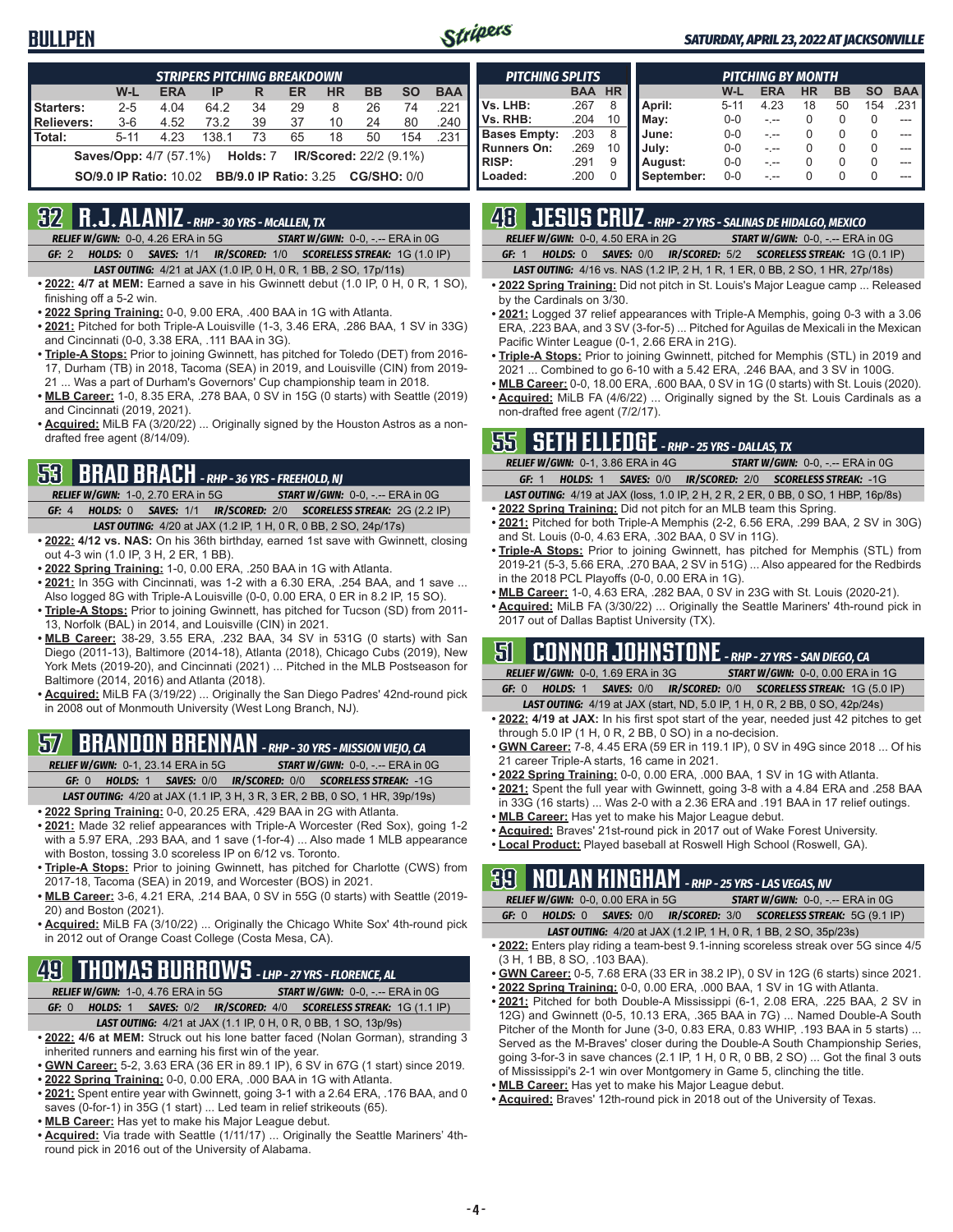# BULLPEN

**SATURDAY, APRIL 23, 2022 AT JACKSONVILLE**

**STRIPERS PITCHING BREAKDOWN**

| | W-L | ERA | IP | R | ER | HR | BB | SO | BAA |
|---|---|---|---|---|---|---|---|---|---|
| Starters: | 2-5 | 4.04 | 64.2 | 34 | 29 | 8 | 26 | 74 | .221 |
| Relievers: | 3-6 | 4.52 | 73.2 | 39 | 37 | 10 | 24 | 80 | .240 |
| Total: | 5-11 | 4.23 | 138.1 | 73 | 65 | 18 | 50 | 154 | .231 |

**Saves/Opp:** 4/7 (57.1%) **Holds:** 7 **IR/Scored:** 22/2 (9.1%)

**SO/9.0 IP Ratio:** 10.02 **BB/9.0 IP Ratio:** 3.25 **CG/SHO:** 0/0

**PITCHING SPLITS**

| | BAA | HR |
|---|---|---|
| Vs. LHB: | .267 | 8 |
| Vs. RHB: | .204 | 10 |
| Bases Empty: | .203 | 8 |
| Runners On: | .269 | 10 |
| RISP: | .291 | 9 |
| Loaded: | .200 | 0 |

**PITCHING BY MONTH**

| | W-L | ERA | HR | BB | SO | BAA |
|---|---|---|---|---|---|---|
| April: | 5-11 | 4.23 | 18 | 50 | 154 | .231 |
| May: | 0-0 | -.-- | 0 | 0 | 0 | --- |
| June: | 0-0 | -.-- | 0 | 0 | 0 | --- |
| July: | 0-0 | -.-- | 0 | 0 | 0 | --- |
| August: | 0-0 | -.-- | 0 | 0 | 0 | --- |
| September: | 0-0 | -.-- | 0 | 0 | 0 | --- |

## 32 R.J. ALANIZ - RHP - 30 YRS - McALLEN, TX

*RELIEF W/GWN:* 0-0, 4.26 ERA in 5G *START W/GWN:* 0-0, -.-- ERA in 0G

*GF:* 2 *HOLDS:* 0 *SAVES:* 1/1 *IR/SCORED:* 1/0 *SCORELESS STREAK:* 1G (1.0 IP)

*LAST OUTING:* 4/21 at JAX (1.0 IP, 0 H, 0 R, 1 BB, 2 SO, 17p/11s)

- **2022: 4/7 at MEM:** Earned a save in his Gwinnett debut (1.0 IP, 0 H, 0 R, 1 SO), finishing off a 5-2 win.
- **2022 Spring Training:** 0-0, 9.00 ERA, .400 BAA in 1G with Atlanta.
- **2021:** Pitched for both Triple-A Louisville (1-3, 3.46 ERA, .286 BAA, 1 SV in 33G) and Cincinnati (0-0, 3.38 ERA, .111 BAA in 3G).
- **Triple-A Stops:** Prior to joining Gwinnett, has pitched for Toledo (DET) from 2016-17, Durham (TB) in 2018, Tacoma (SEA) in 2019, and Louisville (CIN) from 2019-21 ... Was a part of Durham's Governors' Cup championship team in 2018.
- **MLB Career:** 1-0, 8.35 ERA, .278 BAA, 0 SV in 15G (0 starts) with Seattle (2019) and Cincinnati (2019, 2021).
- **Acquired:** MiLB FA (3/20/22) ... Originally signed by the Houston Astros as a non-drafted free agent (8/14/09).

## 53 BRAD BRACH - RHP - 36 YRS - FREEHOLD, NJ

*RELIEF W/GWN:* 1-0, 2.70 ERA in 5G *START W/GWN:* 0-0, -.-- ERA in 0G

*GF:* 4 *HOLDS:* 0 *SAVES:* 1/1 *IR/SCORED:* 2/0 *SCORELESS STREAK:* 2G (2.2 IP)

*LAST OUTING:* 4/20 at JAX (1.2 IP, 1 H, 0 R, 0 BB, 2 SO, 24p/17s)

- **2022: 4/12 vs. NAS:** On his 36th birthday, earned 1st save with Gwinnett, closing out a 4-3 win (1.0 IP, 3 H, 2 ER, 1 BB).
- **2022 Spring Training:** 1-0, 0.00 ERA, .250 BAA in 1G with Atlanta.
- **2021:** In 35G with Cincinnati, was 1-2 with a 6.30 ERA, .254 BAA, and 1 save ... Also logged 8G with Triple-A Louisville (0-0, 0.00 ERA, 0 ER in 8.2 IP, 15 SO).
- **Triple-A Stops:** Prior to joining Gwinnett, has pitched for Tucson (SD) from 2011-13, Norfolk (BAL) in 2014, and Louisville (CIN) in 2021.
- **MLB Career:** 38-29, 3.55 ERA, .232 BAA, 34 SV in 531G (0 starts) with San Diego (2011-13), Baltimore (2014-18), Atlanta (2018), Chicago Cubs (2019), New York Mets (2019-20), and Cincinnati (2021) ... Pitched in the MLB Postseason for Baltimore (2014, 2016) and Atlanta (2018).
- **Acquired:** MiLB FA (3/19/22) ... Originally the San Diego Padres' 42nd-round pick in 2008 out of Monmouth University (West Long Branch, NJ).

## 57 BRANDON BRENNAN - RHP - 30 YRS - MISSION VIEJO, CA

*RELIEF W/GWN:* 0-1, 23.14 ERA in 5G *START W/GWN:* 0-0, -.-- ERA in 0G

*GF:* 0 *HOLDS:* 1 *SAVES:* 0/0 *IR/SCORED:* 0/0 *SCORELESS STREAK:* -1G

*LAST OUTING:* 4/20 at JAX (1.1 IP, 3 H, 3 R, 3 ER, 2 BB, 0 SO, 1 HR, 39p/19s)

- **2022 Spring Training:** 0-0, 20.25 ERA, .429 BAA in 2G with Atlanta.
- **2021:** Made 32 relief appearances with Triple-A Worcester (Red Sox), going 1-2 with a 5.97 ERA, .293 BAA, and 1 save (1-for-4) ... Also made 1 MLB appearance with Boston, tossing 3.0 scoreless IP on 6/12 vs. Toronto.
- **Triple-A Stops:** Prior to joining Gwinnett, has pitched for Charlotte (CWS) from 2017-18, Tacoma (SEA) in 2019, and Worcester (BOS) in 2021.
- **MLB Career:** 3-6, 4.21 ERA, .214 BAA, 0 SV in 55G (0 starts) with Seattle (2019-20) and Boston (2021).
- **Acquired:** MiLB FA (3/10/22) ... Originally the Chicago White Sox' 4th-round pick in 2012 out of Orange Coast College (Costa Mesa, CA).

## 49 THOMAS BURROWS - LHP - 27 YRS - FLORENCE, AL

*RELIEF W/GWN:* 1-0, 4.76 ERA in 5G *START W/GWN:* 0-0, -.-- ERA in 0G

*GF:* 0 *HOLDS:* 1 *SAVES:* 0/2 *IR/SCORED:* 4/0 *SCORELESS STREAK:* 1G (1.1 IP)

*LAST OUTING:* 4/21 at JAX (1.1 IP, 0 H, 0 R, 0 BB, 1 SO, 13p/9s)

- **2022: 4/6 at MEM:** Struck out his lone batter faced (Nolan Gorman), stranding 3 inherited runners and earning his first win of the year.
- **GWN Career:** 5-2, 3.63 ERA (36 ER in 89.1 IP), 6 SV in 67G (1 start) since 2019.
- **2022 Spring Training:** 0-0, 0.00 ERA, .000 BAA in 1G with Atlanta.
- **2021:** Spent entire year with Gwinnett, going 3-1 with a 2.64 ERA, .176 BAA, and 0 saves (0-for-1) in 35G (1 start) ... Led team in relief strikeouts (65).
- **MLB Career:** Has yet to make his Major League debut.
- **Acquired:** Via trade with Seattle (1/11/17) ... Originally the Seattle Mariners' 4th-round pick in 2016 out of the University of Alabama.

## 48 JESUS CRUZ - RHP - 27 YRS - SALINAS DE HIDALGO, MEXICO

*RELIEF W/GWN:* 0-0, 4.50 ERA in 2G *START W/GWN:* 0-0, -.-- ERA in 0G

*GF:* 1 *HOLDS:* 0 *SAVES:* 0/0 *IR/SCORED:* 5/2 *SCORELESS STREAK:* 1G (0.1 IP)

*LAST OUTING:* 4/16 vs. NAS (1.2 IP, 2 H, 1 R, 1 ER, 0 BB, 2 SO, 1 HR, 27p/18s)

- **2022 Spring Training:** Did not pitch in St. Louis's Major League camp ... Released by the Cardinals on 3/30.
- **2021:** Logged 37 relief appearances with Triple-A Memphis, going 0-3 with a 3.06 ERA, .223 BAA, and 3 SV (3-for-5) ... Pitched for Aguilas de Mexicali in the Mexican Pacific Winter League (0-1, 2.66 ERA in 21G).
- **Triple-A Stops:** Prior to joining Gwinnett, pitched for Memphis (STL) in 2019 and 2021 ... Combined to go 6-10 with a 5.42 ERA, .246 BAA, and 3 SV in 100G.
- **MLB Career:** 0-0, 18.00 ERA, .600 BAA, 0 SV in 1G (0 starts) with St. Louis (2020).
- **Acquired:** MiLB FA (4/6/22) ... Originally signed by the St. Louis Cardinals as a non-drafted free agent (7/2/17).

## 55 SETH ELLEDGE - RHP - 25 YRS - DALLAS, TX

*RELIEF W/GWN:* 0-1, 3.86 ERA in 4G *START W/GWN:* 0-0, -.-- ERA in 0G

*GF:* 1 *HOLDS:* 1 *SAVES:* 0/0 *IR/SCORED:* 2/0 *SCORELESS STREAK:* -1G

*LAST OUTING:* 4/19 at JAX (loss, 1.0 IP, 2 H, 2 R, 2 ER, 0 BB, 0 SO, 1 HBP, 16p/8s)

- **2022 Spring Training:** Did not pitch for an MLB team this Spring.
- **2021:** Pitched for both Triple-A Memphis (2-2, 6.56 ERA, .299 BAA, 2 SV in 30G) and St. Louis (0-0, 4.63 ERA, .302 BAA, 0 SV in 11G).
- **Triple-A Stops:** Prior to joining Gwinnett, has pitched for Memphis (STL) from 2019-21 (5-3, 5.66 ERA, .270 BAA, 2 SV in 51G) ... Also appeared for the Redbirds in the 2018 PCL Playoffs (0-0, 0.00 ERA in 1G).
- **MLB Career:** 1-0, 4.63 ERA, .282 BAA, 0 SV in 23G with St. Louis (2020-21).
- **Acquired:** MiLB FA (3/30/22) ... Originally the Seattle Mariners' 4th-round pick in 2017 out of Dallas Baptist University (TX).

## 51 CONNOR JOHNSTONE - RHP - 27 YRS - SAN DIEGO, CA

*RELIEF W/GWN:* 0-0, 1.69 ERA in 3G *START W/GWN:* 0-0, 0.00 ERA in 1G

*GF:* 0 *HOLDS:* 1 *SAVES:* 0/0 *IR/SCORED:* 0/0 *SCORELESS STREAK:* 1G (5.0 IP)

*LAST OUTING:* 4/19 at JAX (start, ND, 5.0 IP, 1 H, 0 R, 2 BB, 0 SO, 42p/24s)

- **2022: 4/19 at JAX:** In his first spot start of the year, needed just 42 pitches to get through 5.0 IP (1 H, 0 R, 2 BB, 0 SO) in a no-decision.
- **GWN Career:** 7-8, 4.45 ERA (59 ER in 119.1 IP), 0 SV in 49G since 2018 ... Of his 21 career Triple-A starts, 16 came in 2021.
- **2022 Spring Training:** 0-0, 0.00 ERA, .000 BAA, 1 SV in 1G with Atlanta.
- **2021:** Spent the full year with Gwinnett, going 3-8 with a 4.84 ERA and .258 BAA in 33G (16 starts) ... Was 2-0 with a 2.36 ERA and .191 BAA in 17 relief outings.
- **MLB Career:** Has yet to make his Major League debut.
- **Acquired:** Braves' 21st-round pick in 2017 out of Wake Forest University.
- **Local Product:** Played baseball at Roswell High School (Roswell, GA).

## 39 NOLAN KINGHAM - RHP - 25 YRS - LAS VEGAS, NV

*RELIEF W/GWN:* 0-0, 0.00 ERA in 5G *START W/GWN:* 0-0, -.-- ERA in 0G

*GF:* 0 *HOLDS:* 0 *SAVES:* 0/0 *IR/SCORED:* 3/0 *SCORELESS STREAK:* 5G (9.1 IP)

*LAST OUTING:* 4/20 at JAX (1.2 IP, 1 H, 0 R, 1 BB, 2 SO, 35p/23s)

- **2022:** Enters play riding a team-best 9.1-inning scoreless streak over 5G since 4/5 (3 H, 1 BB, 8 SO, .103 BAA).
- **GWN Career:** 0-5, 7.68 ERA (33 ER in 38.2 IP), 0 SV in 12G (6 starts) since 2021.
- **2022 Spring Training:** 0-0, 0.00 ERA, .000 BAA, 1 SV in 1G with Atlanta.
- **2021:** Pitched for both Double-A Mississippi (6-1, 2.08 ERA, .225 BAA, 2 SV in 12G) and Gwinnett (0-5, 10.13 ERA, .365 BAA in 7G) ... Named Double-A South Pitcher of the Month for June (3-0, 0.83 ERA, 0.83 WHIP, .193 BAA in 5 starts) ... Served as the M-Braves' closer during the Double-A South Championship Series, going 3-for-3 in save chances (2.1 IP, 1 H, 0 R, 0 BB, 2 SO) ... Got the final 3 outs of Mississippi's 2-1 win over Montgomery in Game 5, clinching the title.
- **MLB Career:** Has yet to make his Major League debut.
- **Acquired:** Braves' 12th-round pick in 2018 out of the University of Texas.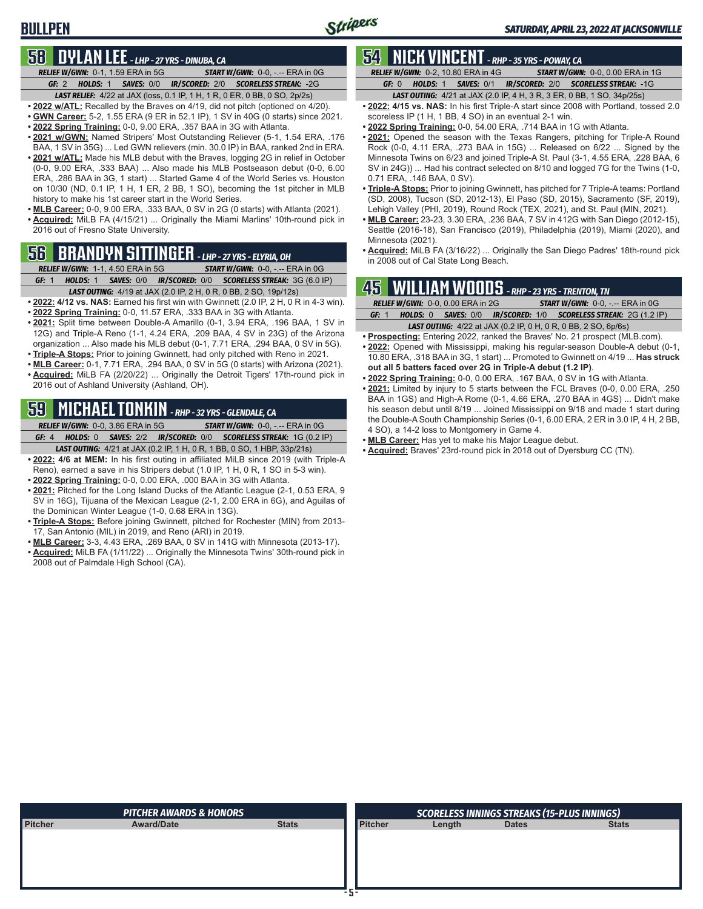# BULLPEN

## 58 DYLAN LEE - LHP - 27 YRS - DINUBA, CA

*RELIEF W/GWN:* 0-1, 1.59 ERA in 5G *START W/GWN:* 0-0, -.-- ERA in 0G

*GF:* 2 *HOLDS:* 1 *SAVES:* 0/0 *IR/SCORED:* 2/0 *SCORELESS STREAK:* -2G

*LAST RELIEF:* 4/22 at JAX (loss, 0.1 IP, 1 H, 1 R, 0 ER, 0 BB, 0 SO, 2p/2s)

- **2022 w/ATL:** Recalled by the Braves on 4/19, did not pitch (optioned on 4/20).
- **GWN Career:** 5-2, 1.55 ERA (9 ER in 52.1 IP), 1 SV in 40G (0 starts) since 2021.
- **2022 Spring Training:** 0-0, 9.00 ERA, .357 BAA in 3G with Atlanta.
- **2021 w/GWN:** Named Stripers' Most Outstanding Reliever (5-1, 1.54 ERA, .176 BAA, 1 SV in 35G) ... Led GWN relievers (min. 30.0 IP) in BAA, ranked 2nd in ERA.
- **2021 w/ATL:** Made his MLB debut with the Braves, logging 2G in relief in October (0-0, 9.00 ERA, .333 BAA) ... Also made his MLB Postseason debut (0-0, 6.00 ERA, .286 BAA in 3G, 1 start) ... Started Game 4 of the World Series vs. Houston on 10/30 (ND, 0.1 IP, 1 H, 1 ER, 2 BB, 1 SO), becoming the 1st pitcher in MLB history to make his 1st career start in the World Series.
- **MLB Career:** 0-0, 9.00 ERA, .333 BAA, 0 SV in 2G (0 starts) with Atlanta (2021).
- **Acquired:** MiLB FA (4/15/21) ... Originally the Miami Marlins' 10th-round pick in 2016 out of Fresno State University.

## 56 BRANDYN SITTINGER - LHP - 27 YRS - ELYRIA, OH

*RELIEF W/GWN:* 1-1, 4.50 ERA in 5G *START W/GWN:* 0-0, -.-- ERA in 0G

*GF:* 1 *HOLDS:* 1 *SAVES:* 0/0 *IR/SCORED:* 0/0 *SCORELESS STREAK:* 3G (6.0 IP)

*LAST OUTING:* 4/19 at JAX (2.0 IP, 2 H, 0 R, 0 BB, 2 SO, 19p/12s)

- **2022: 4/12 vs. NAS:** Earned his first win with Gwinnett (2.0 IP, 2 H, 0 R in 4-3 win).
- **2022 Spring Training:** 0-0, 11.57 ERA, .333 BAA in 3G with Atlanta.
- **2021:** Split time between Double-A Amarillo (0-1, 3.94 ERA, .196 BAA, 1 SV in 12G) and Triple-A Reno (1-1, 4.24 ERA, .209 BAA, 4 SV in 23G) of the Arizona organization ... Also made his MLB debut (0-1, 7.71 ERA, .294 BAA, 0 SV in 5G).
- **Triple-A Stops:** Prior to joining Gwinnett, had only pitched with Reno in 2021.
- **MLB Career:** 0-1, 7.71 ERA, .294 BAA, 0 SV in 5G (0 starts) with Arizona (2021).
- **Acquired:** MiLB FA (2/20/22) ... Originally the Detroit Tigers' 17th-round pick in 2016 out of Ashland University (Ashland, OH).

## 59 MICHAEL TONKIN - RHP - 32 YRS - GLENDALE, CA

*RELIEF W/GWN:* 0-0, 3.86 ERA in 5G *START W/GWN:* 0-0, -.-- ERA in 0G

*GF:* 4 *HOLDS:* 0 *SAVES:* 2/2 *IR/SCORED:* 0/0 *SCORELESS STREAK:* 1G (0.2 IP)

*LAST OUTING:* 4/21 at JAX (0.2 IP, 1 H, 0 R, 1 BB, 0 SO, 1 HBP, 33p/21s)

- **2022: 4/6 at MEM:** In his first outing in affiliated MiLB since 2019 (with Triple-A Reno), earned a save in his Stripers debut (1.0 IP, 1 H, 0 R, 1 SO in 5-3 win).
- **2022 Spring Training:** 0-0, 0.00 ERA, .000 BAA in 3G with Atlanta.
- **2021:** Pitched for the Long Island Ducks of the Atlantic League (2-1, 0.53 ERA, 9 SV in 16G), Tijuana of the Mexican League (2-1, 2.00 ERA in 6G), and Aguilas of the Dominican Winter League (1-0, 0.68 ERA in 13G).
- **Triple-A Stops:** Before joining Gwinnett, pitched for Rochester (MIN) from 2013-17, San Antonio (MIL) in 2019, and Reno (ARI) in 2019.
- **MLB Career:** 3-3, 4.43 ERA, .269 BAA, 0 SV in 141G with Minnesota (2013-17).
- **Acquired:** MiLB FA (1/11/22) ... Originally the Minnesota Twins' 30th-round pick in 2008 out of Palmdale High School (CA).

## 54 NICK VINCENT - RHP - 35 YRS - POWAY, CA

*RELIEF W/GWN:* 0-2, 10.80 ERA in 4G *START W/GWN:* 0-0, 0.00 ERA in 1G

*GF:* 0 *HOLDS:* 1 *SAVES:* 0/1 *IR/SCORED:* 2/0 *SCORELESS STREAK:* -1G

*LAST OUTING:* 4/21 at JAX (2.0 IP, 4 H, 3 R, 3 ER, 0 BB, 1 SO, 34p/25s)

- **2022: 4/15 vs. NAS:** In his first Triple-A start since 2008 with Portland, tossed 2.0 scoreless IP (1 H, 1 BB, 4 SO) in an eventual 2-1 win.
- **2022 Spring Training:** 0-0, 54.00 ERA, .714 BAA in 1G with Atlanta.
- **2021:** Opened the season with the Texas Rangers, pitching for Triple-A Round Rock (0-0, 4.11 ERA, .273 BAA in 15G) ... Released on 6/22 ... Signed by the Minnesota Twins on 6/23 and joined Triple-A St. Paul (3-1, 4.55 ERA, .228 BAA, 6 SV in 24G)) ... Had his contract selected on 8/10 and logged 7G for the Twins (1-0, 0.71 ERA, .146 BAA, 0 SV).
- **Triple-A Stops:** Prior to joining Gwinnett, has pitched for 7 Triple-A teams: Portland (SD, 2008), Tucson (SD, 2012-13), El Paso (SD, 2015), Sacramento (SF, 2019), Lehigh Valley (PHI, 2019), Round Rock (TEX, 2021), and St. Paul (MIN, 2021).
- **MLB Career:** 23-23, 3.30 ERA, .236 BAA, 7 SV in 412G with San Diego (2012-15), Seattle (2016-18), San Francisco (2019), Philadelphia (2019), Miami (2020), and Minnesota (2021).
- **Acquired:** MiLB FA (3/16/22) ... Originally the San Diego Padres' 18th-round pick in 2008 out of Cal State Long Beach.

## 45 WILLIAM WOODS - RHP - 23 YRS - TRENTON, TN

*RELIEF W/GWN:* 0-0, 0.00 ERA in 2G *START W/GWN:* 0-0, -.-- ERA in 0G

*GF:* 1 *HOLDS:* 0 *SAVES:* 0/0 *IR/SCORED:* 1/0 *SCORELESS STREAK:* 2G (1.2 IP)

*LAST OUTING:* 4/22 at JAX (0.2 IP, 0 H, 0 R, 0 BB, 2 SO, 6p/6s)

- **Prospecting:** Entering 2022, ranked the Braves' No. 21 prospect (MLB.com).
- **2022:** Opened with Mississippi, making his regular-season Double-A debut (0-1, 10.80 ERA, .318 BAA in 3G, 1 start) ... Promoted to Gwinnett on 4/19 ... **Has struck out all 5 batters faced over 2G in Triple-A debut (1.2 IP)**.
- **2022 Spring Training:** 0-0, 0.00 ERA, .167 BAA, 0 SV in 1G with Atlanta.
- **2021:** Limited by injury to 5 starts between the FCL Braves (0-0, 0.00 ERA, .250 BAA in 1GS) and High-A Rome (0-1, 4.66 ERA, .270 BAA in 4GS) ... Didn't make his season debut until 8/19 ... Joined Mississippi on 9/18 and made 1 start during the Double-A South Championship Series (0-1, 6.00 ERA, 2 ER in 3.0 IP, 4 H, 2 BB, 4 SO), a 14-2 loss to Montgomery in Game 4.
- **MLB Career:** Has yet to make his Major League debut.
- **Acquired:** Braves' 23rd-round pick in 2018 out of Dyersburg CC (TN).

### PITCHER AWARDS & HONORS

| Pitcher | Award/Date | Stats |
|---|---|---|

### SCORELESS INNINGS STREAKS (15-PLUS INNINGS)

| Pitcher | Length | Dates | Stats |
|---|---|---|---|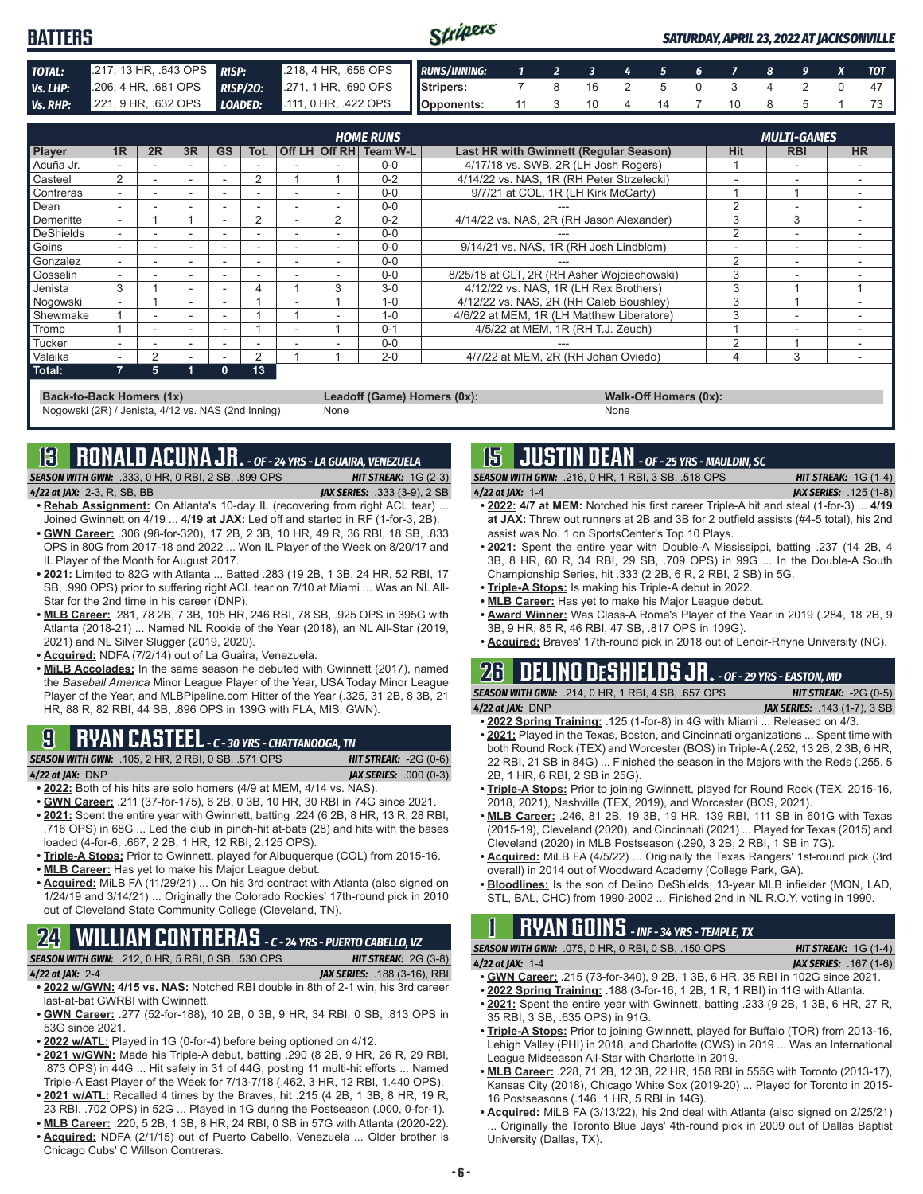# BATTERS

*SATURDAY, APRIL 23, 2022 AT JACKSONVILLE*

| | | | |
|---|---|---|---|
| **TOTAL:** | .217, 13 HR, .643 OPS | **RISP:** | .218, 4 HR, .658 OPS |
| **Vs. LHP:** | .206, 4 HR, .681 OPS | **RISP/2O:** | .271, 1 HR, .690 OPS |
| **Vs. RHP:** | .221, 9 HR, .632 OPS | **LOADED:** | .111, 0 HR, .422 OPS |

| RUNS/INNING: | 1 | 2 | 3 | 4 | 5 | 6 | 7 | 8 | 9 | X | TOT |
|---|---|---|---|---|---|---|---|---|---|---|---|
| Stripers: | 7 | 8 | 16 | 2 | 5 | 0 | 3 | 4 | 2 | 0 | 47 |
| Opponents: | 11 | 3 | 10 | 4 | 14 | 7 | 10 | 8 | 5 | 1 | 73 |

| | HOME RUNS | | | | | | | | | MULTI-GAMES | | |
|---|---|---|---|---|---|---|---|---|---|---|---|---|
| Player | 1R | 2R | 3R | GS | Tot. | Off LH | Off RH | Team W-L | Last HR with Gwinnett (Regular Season) | Hit | RBI | HR |
| Acuña Jr. | - | - | - | - | - | - | - | 0-0 | 4/17/18 vs. SWB, 2R (LH Josh Rogers) | 1 | - | - |
| Casteel | 2 | - | - | - | 2 | 1 | 1 | 0-2 | 4/14/22 vs. NAS, 1R (RH Peter Strzelecki) | - | - | - |
| Contreras | - | - | - | - | - | - | - | 0-0 | 9/7/21 at COL, 1R (LH Kirk McCarty) | 1 | 1 | - |
| Dean | - | - | - | - | - | - | - | 0-0 | --- | 2 | - | - |
| Demeritte | - | 1 | 1 | - | 2 | - | 2 | 0-2 | 4/14/22 vs. NAS, 2R (RH Jason Alexander) | 3 | 3 | - |
| DeShields | - | - | - | - | - | - | - | 0-0 | --- | 2 | - | - |
| Goins | - | - | - | - | - | - | - | 0-0 | 9/14/21 vs. NAS, 1R (RH Josh Lindblom) | - | - | - |
| Gonzalez | - | - | - | - | - | - | - | 0-0 | --- | 2 | - | - |
| Gosselin | - | - | - | - | - | - | - | 0-0 | 8/25/18 at CLT, 2R (RH Asher Wojciechowski) | 3 | - | - |
| Jenista | 3 | 1 | - | - | 4 | 1 | 3 | 3-0 | 4/12/22 vs. NAS, 1R (LH Rex Brothers) | 3 | 1 | 1 |
| Nogowski | - | 1 | - | - | 1 | - | 1 | 1-0 | 4/12/22 vs. NAS, 2R (RH Caleb Boushley) | 3 | 1 | - |
| Shewmake | 1 | - | - | - | 1 | 1 | - | 1-0 | 4/6/22 at MEM, 1R (LH Matthew Liberatore) | 3 | - | - |
| Tromp | 1 | - | - | - | 1 | - | 1 | 0-1 | 4/5/22 at MEM, 1R (RH T.J. Zeuch) | 1 | - | - |
| Tucker | - | - | - | - | - | - | - | 0-0 | --- | 2 | 1 | - |
| Valaika | - | 2 | - | - | 2 | 1 | 1 | 2-0 | 4/7/22 at MEM, 2R (RH Johan Oviedo) | 4 | 3 | - |
| **Total:** | 7 | 5 | 1 | 0 | 13 | | | | | | | |

**Back-to-Back Homers (1x)**
Nogowski (2R) / Jenista, 4/12 vs. NAS (2nd Inning)

**Leadoff (Game) Homers (0x):**
None

**Walk-Off Homers (0x):**
None

## 13 RONALD ACUNA JR. - OF - 24 YRS - LA GUAIRA, VENEZUELA

**SEASON WITH GWN:** .333, 0 HR, 0 RBI, 2 SB, .899 OPS — **HIT STREAK:** 1G (2-3)
**4/22 at JAX:** 2-3, R, SB, BB — **JAX SERIES:** .333 (3-9), 2 SB

- **Rehab Assignment:** On Atlanta's 10-day IL (recovering from right ACL tear) ... Joined Gwinnett on 4/19 ... **4/19 at JAX:** Led off and started in RF (1-for-3, 2B).
- **GWN Career:** .306 (98-for-320), 17 2B, 2 3B, 10 HR, 49 R, 36 RBI, 18 SB, .833 OPS in 80G from 2017-18 and 2022 ... Won IL Player of the Week on 8/20/17 and IL Player of the Month for August 2017.
- **2021:** Limited to 82G with Atlanta ... Batted .283 (19 2B, 1 3B, 24 HR, 52 RBI, 17 SB, .990 OPS) prior to suffering right ACL tear on 7/10 at Miami ... Was an NL All-Star for the 2nd time in his career (DNP).
- **MLB Career:** .281, 78 2B, 7 3B, 105 HR, 246 RBI, 78 SB, .925 OPS in 395G with Atlanta (2018-21) ... Named NL Rookie of the Year (2018), an NL All-Star (2019, 2021) and NL Silver Slugger (2019, 2020).
- **Acquired:** NDFA (7/2/14) out of La Guaira, Venezuela.
- **MiLB Accolades:** In the same season he debuted with Gwinnett (2017), named the *Baseball America* Minor League Player of the Year, USA Today Minor League Player of the Year, and MLBPipeline.com Hitter of the Year (.325, 31 2B, 8 3B, 21 HR, 88 R, 82 RBI, 44 SB, .896 OPS in 139G with FLA, MIS, GWN).

## 9 RYAN CASTEEL - C - 30 YRS - CHATTANOOGA, TN

**SEASON WITH GWN:** .105, 2 HR, 2 RBI, 0 SB, .571 OPS — **HIT STREAK:** -2G (0-6)
**4/22 at JAX:** DNP — **JAX SERIES:** .000 (0-3)

- **2022:** Both of his hits are solo homers (4/9 at MEM, 4/14 vs. NAS).
- **GWN Career:** .211 (37-for-175), 6 2B, 0 3B, 10 HR, 30 RBI in 74G since 2021.
- **2021:** Spent the entire year with Gwinnett, batting .224 (6 2B, 8 HR, 13 R, 28 RBI, .716 OPS) in 68G ... Led the club in pinch-hit at-bats (28) and hits with the bases loaded (4-for-6, .667, 2 2B, 1 HR, 12 RBI, 2.125 OPS).
- **Triple-A Stops:** Prior to Gwinnett, played for Albuquerque (COL) from 2015-16.
- **MLB Career:** Has yet to make his Major League debut.
- **Acquired:** MiLB FA (11/29/21) ... On his 3rd contract with Atlanta (also signed on 1/24/19 and 3/14/21) ... Originally the Colorado Rockies' 17th-round pick in 2010 out of Cleveland State Community College (Cleveland, TN).

## 24 WILLIAM CONTRERAS - C - 24 YRS - PUERTO CABELLO, VZ

**SEASON WITH GWN:** .212, 0 HR, 5 RBI, 0 SB, .530 OPS — **HIT STREAK:** 2G (3-8)
**4/22 at JAX:** 2-4 — **JAX SERIES:** .188 (3-16), RBI

- **2022 w/GWN: 4/15 vs. NAS:** Notched RBI double in 8th of 2-1 win, his 3rd career last-at-bat GWRBI with Gwinnett.
- **GWN Career:** .277 (52-for-188), 10 2B, 0 3B, 9 HR, 34 RBI, 0 SB, .813 OPS in 53G since 2021.
- **2022 w/ATL:** Played in 1G (0-for-4) before being optioned on 4/12.
- **2021 w/GWN:** Made his Triple-A debut, batting .290 (8 2B, 9 HR, 26 R, 29 RBI, .873 OPS) in 44G ... Hit safely in 31 of 44G, posting 11 multi-hit efforts ... Named Triple-A East Player of the Week for 7/13-7/18 (.462, 3 HR, 12 RBI, 1.440 OPS).
- **2021 w/ATL:** Recalled 4 times by the Braves, hit .215 (4 2B, 1 3B, 8 HR, 19 R, 23 RBI, .702 OPS) in 52G ... Played in 1G during the Postseason (.000, 0-for-1).
- **MLB Career:** .220, 5 2B, 1 3B, 8 HR, 24 RBI, 0 SB in 57G with Atlanta (2020-22).
- **Acquired:** NDFA (2/1/15) out of Puerto Cabello, Venezuela ... Older brother is Chicago Cubs' C Willson Contreras.

## 15 JUSTIN DEAN - OF - 25 YRS - MAULDIN, SC

**SEASON WITH GWN:** .216, 0 HR, 1 RBI, 3 SB, .518 OPS — **HIT STREAK:** 1G (1-4)
**4/22 at JAX:** 1-4 — **JAX SERIES:** .125 (1-8)

- **2022: 4/7 at MEM:** Notched his first career Triple-A hit and steal (1-for-3) ... **4/19 at JAX:** Threw out runners at 2B and 3B for 2 outfield assists (#4-5 total), his 2nd assist was No. 1 on SportsCenter's Top 10 Plays.
- **2021:** Spent the entire year with Double-A Mississippi, batting .237 (14 2B, 4 3B, 8 HR, 60 R, 34 RBI, 29 SB, .709 OPS) in 99G ... In the Double-A South Championship Series, hit .333 (2 2B, 6 R, 2 RBI, 2 SB) in 5G.
- **Triple-A Stops:** Is making his Triple-A debut in 2022.
- **MLB Career:** Has yet to make his Major League debut.
- **Award Winner:** Was Class-A Rome's Player of the Year in 2019 (.284, 18 2B, 9 3B, 9 HR, 85 R, 46 RBI, 47 SB, .817 OPS in 109G).
- **Acquired:** Braves' 17th-round pick in 2018 out of Lenoir-Rhyne University (NC).

## 26 DELINO DeSHIELDS JR. - OF - 29 YRS - EASTON, MD

**SEASON WITH GWN:** .214, 0 HR, 1 RBI, 4 SB, .657 OPS — **HIT STREAK:** -2G (0-5)
**4/22 at JAX:** DNP — **JAX SERIES:** .143 (1-7), 3 SB

- **2022 Spring Training:** .125 (1-for-8) in 4G with Miami ... Released on 4/3.
- **2021:** Played in the Texas, Boston, and Cincinnati organizations ... Spent time with both Round Rock (TEX) and Worcester (BOS) in Triple-A (.252, 13 2B, 2 3B, 6 HR, 22 RBI, 21 SB in 84G) ... Finished the season in the Majors with the Reds (.255, 5 2B, 1 HR, 6 RBI, 2 SB in 25G).
- **Triple-A Stops:** Prior to joining Gwinnett, played for Round Rock (TEX, 2015-16, 2018, 2021), Nashville (TEX, 2019), and Worcester (BOS, 2021).
- **MLB Career:** .246, 81 2B, 19 3B, 19 HR, 139 RBI, 111 SB in 601G with Texas (2015-19), Cleveland (2020), and Cincinnati (2021) ... Played for Texas (2015) and Cleveland (2020) in MLB Postseason (.290, 3 2B, 2 RBI, 1 SB in 7G).
- **Acquired:** MiLB FA (4/5/22) ... Originally the Texas Rangers' 1st-round pick (3rd overall) in 2014 out of Woodward Academy (College Park, GA).
- **Bloodlines:** Is the son of Delino DeShields, 13-year MLB infielder (MON, LAD, STL, BAL, CHC) from 1990-2002 ... Finished 2nd in NL R.O.Y. voting in 1990.

## 1 RYAN GOINS - INF - 34 YRS - TEMPLE, TX

**SEASON WITH GWN:** .075, 0 HR, 0 RBI, 0 SB, .150 OPS — **HIT STREAK:** 1G (1-4)
**4/22 at JAX:** 1-4 — **JAX SERIES:** .167 (1-6)

- **GWN Career:** .215 (73-for-340), 9 2B, 1 3B, 6 HR, 35 RBI in 102G since 2021.
- **2022 Spring Training:** .188 (3-for-16, 1 2B, 1 R, 1 RBI) in 11G with Atlanta.
- **2021:** Spent the entire year with Gwinnett, batting .233 (9 2B, 1 3B, 6 HR, 27 R, 35 RBI, 3 SB, .635 OPS) in 91G.
- **Triple-A Stops:** Prior to joining Gwinnett, played for Buffalo (TOR) from 2013-16, Lehigh Valley (PHI) in 2018, and Charlotte (CWS) in 2019 ... Was an International League Midseason All-Star with Charlotte in 2019.
- **MLB Career:** .228, 71 2B, 12 3B, 22 HR, 158 RBI in 555G with Toronto (2013-17), Kansas City (2018), Chicago White Sox (2019-20) ... Played for Toronto in 2015-16 Postseasons (.146, 1 HR, 5 RBI in 14G).
- **Acquired:** MiLB FA (3/13/22), his 2nd deal with Atlanta (also signed on 2/25/21) ... Originally the Toronto Blue Jays' 4th-round pick in 2009 out of Dallas Baptist University (Dallas, TX).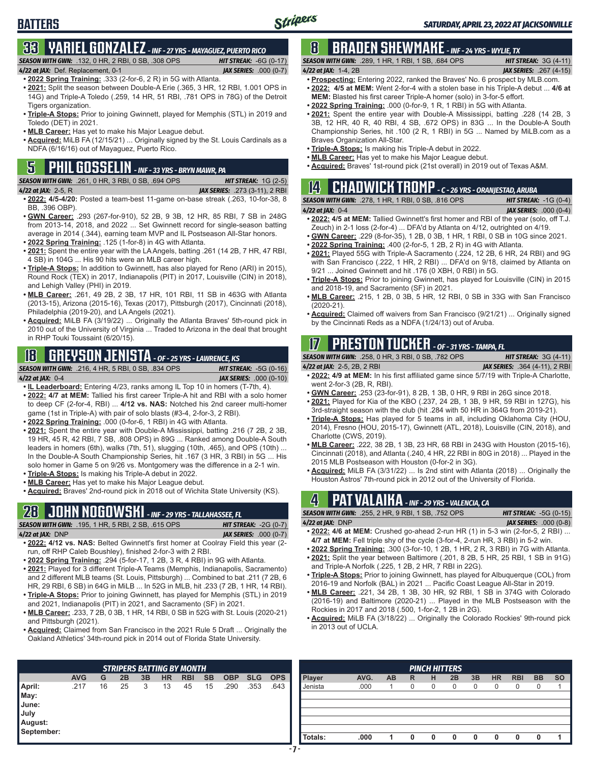## BATTERS

## 33 YARIEL GONZALEZ - INF - 27 YRS - MAYAGUEZ, PUERTO RICO

**SEASON WITH GWN:** .132, 0 HR, 2 RBI, 0 SB, .308 OPS | **HIT STREAK:** -6G (0-17)
**4/22 at JAX:** Def. Replacement, 0-1 | **JAX SERIES:** .000 (0-7)

- **2022 Spring Training:** .333 (2-for-6, 2 R) in 5G with Atlanta.
- **2021:** Split the season between Double-A Erie (.365, 3 HR, 12 RBI, 1.001 OPS in 14G) and Triple-A Toledo (.259, 14 HR, 51 RBI, .781 OPS in 78G) of the Detroit Tigers organization.
- **Triple-A Stops:** Prior to joining Gwinnett, played for Memphis (STL) in 2019 and Toledo (DET) in 2021.
- **MLB Career:** Has yet to make his Major League debut.
- **Acquired:** MiLB FA (12/15/21) ... Originally signed by the St. Louis Cardinals as a NDFA (6/16/16) out of Mayaguez, Puerto Rico.

## 5 PHIL GOSSELIN - INF - 33 YRS - BRYN MAWR, PA

**SEASON WITH GWN:** .261, 0 HR, 3 RBI, 0 SB, .694 OPS | **HIT STREAK:** 1G (2-5)
**4/22 at JAX:** 2-5, R | **JAX SERIES:** .273 (3-11), 2 RBI

- **2022: 4/5-4/20:** Posted a team-best 11-game on-base streak (.263, 10-for-38, 8 BB, .396 OBP).
- **GWN Career:** .293 (267-for-910), 52 2B, 9 3B, 12 HR, 85 RBI, 7 SB in 248G from 2013-14, 2018, and 2022 ... Set Gwinnett record for single-season batting average in 2014 (.344), earning team MVP and IL Postseason All-Star honors.
- **2022 Spring Training:** .125 (1-for-8) in 4G with Atlanta.
- **2021:** Spent the entire year with the LA Angels, batting .261 (14 2B, 7 HR, 47 RBI, 4 SB) in 104G ... His 90 hits were an MLB career high.
- **Triple-A Stops:** In addition to Gwinnett, has also played for Reno (ARI) in 2015), Round Rock (TEX) in 2017, Indianapolis (PIT) in 2017, Louisville (CIN) in 2018), and Lehigh Valley (PHI) in 2019.
- **MLB Career:** .261, 49 2B, 2 3B, 17 HR, 101 RBI, 11 SB in 463G with Atlanta (2013-15), Arizona (2015-16), Texas (2017), Pittsburgh (2017), Cincinnati (2018), Philadelphia (2019-20), and LA Angels (2021).
- **Acquired:** MiLB FA (3/19/22) ... Originally the Atlanta Braves' 5th-round pick in 2010 out of the University of Virginia ... Traded to Arizona in the deal that brought in RHP Touki Toussaint (6/20/15).

## 18 GREYSON JENISTA - OF - 25 YRS - LAWRENCE, KS

**SEASON WITH GWN:** .216, 4 HR, 5 RBI, 0 SB, .834 OPS | **HIT STREAK:** -5G (0-16)
**4/22 at JAX:** 0-4 | **JAX SERIES:** .000 (0-10)

- **IL Leaderboard:** Entering 4/23, ranks among IL Top 10 in homers (T-7th, 4).
- **2022: 4/7 at MEM:** Tallied his first career Triple-A hit and RBI with a solo homer to deep CF (2-for-4, RBI) ... **4/12 vs. NAS:** Notched his 2nd career multi-homer game (1st in Triple-A) with pair of solo blasts (#3-4, 2-for-3, 2 RBI).
- **2022 Spring Training:** .000 (0-for-6, 1 RBI) in 4G with Atlanta.
- **2021:** Spent the entire year with Double-A Mississippi, batting .216 (7 2B, 2 3B, 19 HR, 45 R, 42 RBI, 7 SB, .808 OPS) in 89G ... Ranked among Double-A South leaders in homers (6th), walks (7th, 51), slugging (10th, .465), and OPS (10th) ... In the Double-A South Championship Series, hit .167 (3 HR, 3 RBI) in 5G ... His solo homer in Game 5 on 9/26 vs. Montgomery was the difference in a 2-1 win.
- **Triple-A Stops:** Is making his Triple-A debut in 2022.
- **MLB Career:** Has yet to make his Major League debut.
- **Acquired:** Braves' 2nd-round pick in 2018 out of Wichita State University (KS).

## 28 JOHN NOGOWSKI - INF - 29 YRS - TALLAHASSEE, FL

**SEASON WITH GWN:** .195, 1 HR, 5 RBI, 2 SB, .615 OPS | **HIT STREAK:** -2G (0-7)
**4/22 at JAX:** DNP | **JAX SERIES:** .000 (0-7)

- **2022: 4/12 vs. NAS:** Belted Gwinnett's first homer at Coolray Field this year (2-run, off RHP Caleb Boushley), finished 2-for-3 with 2 RBI.
- **2022 Spring Training:** .294 (5-for-17, 1 2B, 3 R, 4 RBI) in 9G with Atlanta.
- **2021:** Played for 3 different Triple-A Teams (Memphis, Indianapolis, Sacramento) and 2 different MLB teams (St. Louis, Pittsburgh) ... Combined to bat .211 (7 2B, 6 HR, 29 RBI, 6 SB) in 64G in MiLB ... In 52G in MLB, hit .233 (7 2B, 1 HR, 14 RBI).
- **Triple-A Stops:** Prior to joining Gwinnett, has played for Memphis (STL) in 2019 and 2021, Indianapolis (PIT) in 2021, and Sacramento (SF) in 2021.
- **MLB Career:** .233, 7 2B, 0 3B, 1 HR, 14 RBI, 0 SB in 52G with St. Louis (2020-21) and Pittsburgh (2021).
- **Acquired:** Claimed from San Francisco in the 2021 Rule 5 Draft ... Originally the Oakland Athletics' 34th-round pick in 2014 out of Florida State University.

## 8 BRADEN SHEWMAKE - INF - 24 YRS - WYLIE, TX

**SEASON WITH GWN:** .289, 1 HR, 1 RBI, 1 SB, .684 OPS | **HIT STREAK:** 3G (4-11)
**4/22 at JAX:** 1-4, 2B | **JAX SERIES:** .267 (4-15)

- **Prospecting:** Entering 2022, ranked the Braves' No. 6 prospect by MLB.com.
- **2022: 4/5 at MEM:** Went 2-for-4 with a stolen base in his Triple-A debut ... **4/6 at MEM:** Blasted his first career Triple-A homer (solo) in 3-for-5 effort.
- **2022 Spring Training:** .000 (0-for-9, 1 R, 1 RBI) in 5G with Atlanta.
- **2021:** Spent the entire year with Double-A Mississippi, batting .228 (14 2B, 3 3B, 12 HR, 40 R, 40 RBI, 4 SB, .672 OPS) in 83G ... In the Double-A South Championship Series, hit .100 (2 R, 1 RBI) in 5G ... Named by MiLB.com as a Braves Organization All-Star.
- **Triple-A Stops:** Is making his Triple-A debut in 2022.
- **MLB Career:** Has yet to make his Major League debut.
- **Acquired:** Braves' 1st-round pick (21st overall) in 2019 out of Texas A&M.

## 14 CHADWICK TROMP - C - 26 YRS - ORANJESTAD, ARUBA

**SEASON WITH GWN:** .278, 1 HR, 1 RBI, 0 SB, .816 OPS | **HIT STREAK:** -1G (0-4)
**4/22 at JAX:** 0-4 | **JAX SERIES:** .000 (0-4)

- **2022: 4/5 at MEM:** Tallied Gwinnett's first homer and RBI of the year (solo, off T.J. Zeuch) in 2-1 loss (2-for-4) ... DFA'd by Atlanta on 4/12, outrighted on 4/19.
- **GWN Career:** .229 (8-for-35), 1 2B, 0 3B, 1 HR, 1 RBI, 0 SB in 10G since 2021.
- **2022 Spring Training:** .400 (2-for-5, 1 2B, 2 R) in 4G with Atlanta.
- **2021:** Played 55G with Triple-A Sacramento (.224, 12 2B, 6 HR, 24 RBI) and 9G with San Francisco (.222, 1 HR, 2 RBI) ... DFA'd on 9/18, claimed by Atlanta on 9/21 ... Joined Gwinnett and hit .176 (0 XBH, 0 RBI) in 5G.
- **Triple-A Stops:** Prior to joining Gwinnett, has played for Louisville (CIN) in 2015 and 2018-19, and Sacramento (SF) in 2021.
- **MLB Career:** .215, 1 2B, 0 3B, 5 HR, 12 RBI, 0 SB in 33G with San Francisco (2020-21).
- **Acquired:** Claimed off waivers from San Francisco (9/21/21) ... Originally signed by the Cincinnati Reds as a NDFA (1/24/13) out of Aruba.

## 17 PRESTON TUCKER - OF - 31 YRS - TAMPA, FL

**SEASON WITH GWN:** .258, 0 HR, 3 RBI, 0 SB, .782 OPS | **HIT STREAK:** 3G (4-11)
**4/22 at JAX:** 2-5, 2B, 2 RBI | **JAX SERIES:** .364 (4-11), 2 RBI

- **2022:** In his first affiliated game since 5/7/19 with Triple-A Charlotte, went 2-for-3 (2B, R, RBI).
- **GWN Career:** .253 (23-for-91), 8 2B, 1 3B, 0 HR, 9 RBI in 26G since 2018.
- **2021:** Played for Kia of the KBO (.237, 24 2B, 1 3B, 9 HR, 59 RBI in 127G), his 3rd-straight season with the club (hit .284 with 50 HR in 364G from 2019-21).
- **Triple-A Stops:** Has played for 5 teams in all, including Oklahoma City (HOU, 2014), Fresno (HOU, 2015-17), Gwinnett (ATL, 2018), Louisville (CIN, 2018), and Charlotte (CWS, 2019).
- **MLB Career:** .222, 38 2B, 1 3B, 23 HR, 68 RBI in 243G with Houston (2015-16), Cincinnati (2018), and Atlanta (.240, 4 HR, 22 RBI in 80G in 2018) ... Played in the 2015 MLB Postseason with Houston (0-for-2 in 3G).
- **Acquired:** MiLB FA (3/31/22) ... Is 2nd stint with Atlanta (2018) ... Originally the Houston Astros' 7th-round pick in 2012 out of the University of Florida.

## 4 PAT VALAIKA - INF - 29 YRS - VALENCIA, CA

**SEASON WITH GWN:** .255, 2 HR, 9 RBI, 1 SB, .752 OPS | **HIT STREAK:** -5G (0-15)
**4/22 at JAX:** DNP | **JAX SERIES:** .000 (0-8)

- **2022: 4/6 at MEM:** Crushed go-ahead 2-run HR (1) in 5-3 win (2-for-5, 2 RBI) ... **4/7 at MEM:** Fell triple shy of the cycle (3-for-4, 2-run HR, 3 RBI) in 5-2 win.
- **2022 Spring Training:** .300 (3-for-10, 1 2B, 1 HR, 2 R, 3 RBI) in 7G with Atlanta.
- **2021:** Split the year between Baltimore (.201, 8 2B, 5 HR, 25 RBI, 1 SB in 91G) and Triple-A Norfolk (.225, 1 2B, 2 HR, 7 RBI in 22G).
- **Triple-A Stops:** Prior to joining Gwinnett, has played for Albuquerque (COL) from 2016-19 and Norfolk (BAL) in 2021 ... Pacific Coast League All-Star in 2019.
- **MLB Career:** .221, 34 2B, 1 3B, 30 HR, 92 RBI, 1 SB in 374G with Colorado (2016-19) and Baltimore (2020-21) ... Played in the MLB Postseason with the Rockies in 2017 and 2018 (.500, 1-for-2, 1 2B in 2G).
- **Acquired:** MiLB FA (3/18/22) ... Originally the Colorado Rockies' 9th-round pick in 2013 out of UCLA.

### STRIPERS BATTING BY MONTH

| | AVG | G | 2B | 3B | HR | RBI | SB | OBP | SLG | OPS |
|---|---|---|---|---|---|---|---|---|---|---|
| April: | .217 | 16 | 25 | 3 | 13 | 45 | 15 | .290 | .353 | .643 |
| May: | | | | | | | | | | |
| June: | | | | | | | | | | |
| July | | | | | | | | | | |
| August: | | | | | | | | | | |
| September: | | | | | | | | | | |

### PINCH HITTERS

| Player | AVG. | AB | R | H | 2B | 3B | HR | RBI | BB | SO |
|---|---|---|---|---|---|---|---|---|---|---|
| Jenista | .000 | 1 | 0 | 0 | 0 | 0 | 0 | 0 | 0 | 1 |
| | | | | | | | | | | |
| | | | | | | | | | | |
| | | | | | | | | | | |
| | | | | | | | | | | |
| | | | | | | | | | | |
| **Totals:** | **.000** | **1** | **0** | **0** | **0** | **0** | **0** | **0** | **0** | **1** |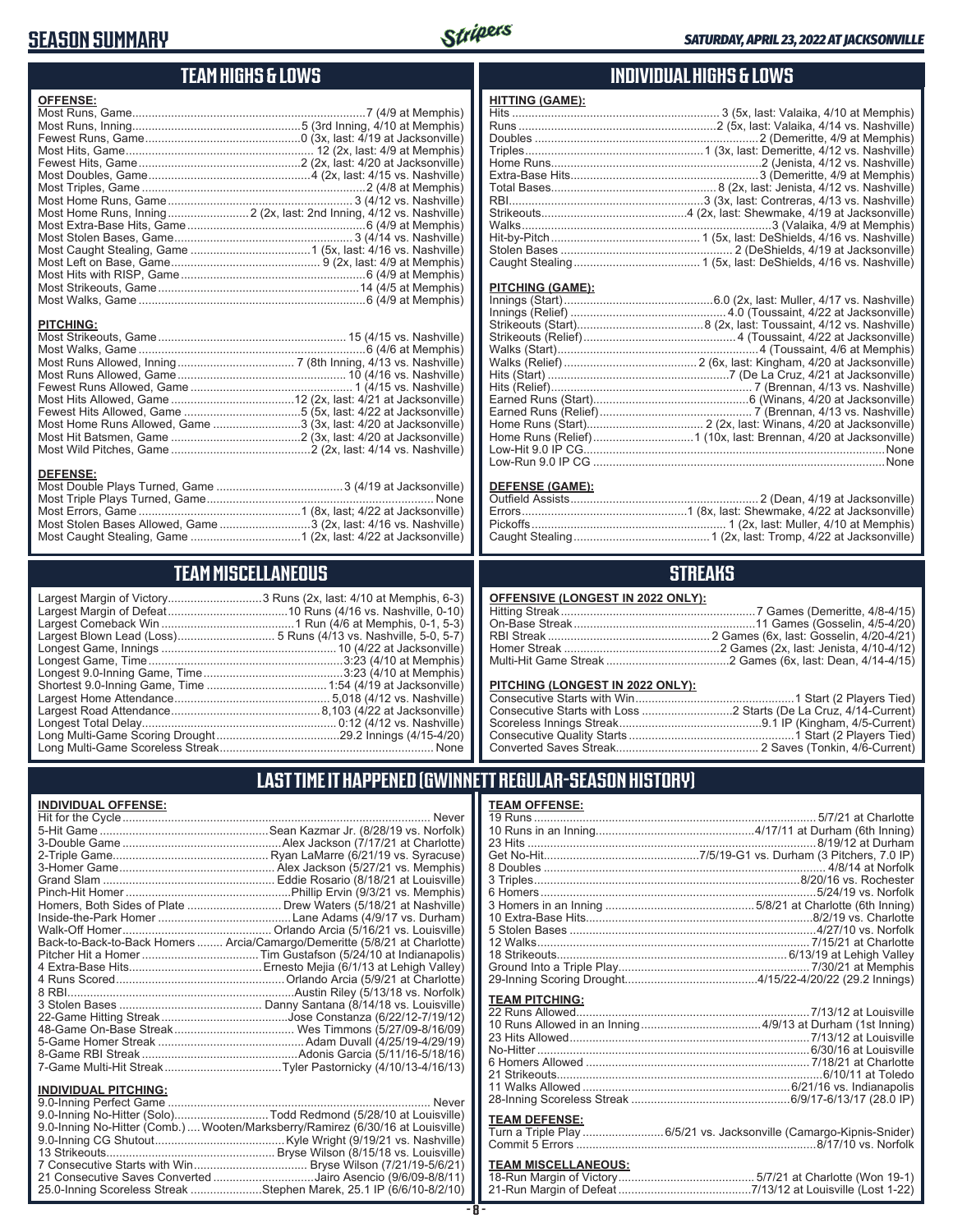# SEASON SUMMARY

*SATURDAY, APRIL 23, 2022 AT JACKSONVILLE*

## TEAM HIGHS & LOWS

**OFFENSE:**

| | |
|---|---|
| Most Runs, Game | 7 (4/9 at Memphis) |
| Most Runs, Inning | 5 (3rd Inning, 4/10 at Memphis) |
| Fewest Runs, Game | 0 (3x, last: 4/19 at Jacksonville) |
| Most Hits, Game | 12 (2x, last: 4/9 at Memphis) |
| Fewest Hits, Game | 2 (2x, last: 4/20 at Jacksonville) |
| Most Doubles, Game | 4 (2x, last: 4/15 vs. Nashville) |
| Most Triples, Game | 2 (4/8 at Memphis) |
| Most Home Runs, Game | 3 (4/12 vs. Nashville) |
| Most Home Runs, Inning | 2 (2x, last: 2nd Inning, 4/12 vs. Nashville) |
| Most Extra-Base Hits, Game | 6 (4/9 at Memphis) |
| Most Stolen Bases, Game | 3 (4/14 vs. Nashville) |
| Most Caught Stealing, Game | 1 (5x, last: 4/16 vs. Nashville) |
| Most Left on Base, Game | 9 (2x, last: 4/9 at Memphis) |
| Most Hits with RISP, Game | 6 (4/9 at Memphis) |
| Most Strikeouts, Game | 14 (4/5 at Memphis) |
| Most Walks, Game | 6 (4/9 at Memphis) |

**PITCHING:**

| | |
|---|---|
| Most Strikeouts, Game | 15 (4/15 vs. Nashville) |
| Most Walks, Game | 6 (4/6 at Memphis) |
| Most Runs Allowed, Inning | 7 (8th Inning, 4/13 vs. Nashville) |
| Most Runs Allowed, Game | 10 (4/16 vs. Nashville) |
| Fewest Runs Allowed, Game | 1 (4/15 vs. Nashville) |
| Most Hits Allowed, Game | 12 (2x, last: 4/21 at Jacksonville) |
| Fewest Hits Allowed, Game | 5 (5x, last: 4/22 at Jacksonville) |
| Most Home Runs Allowed, Game | 3 (3x, last: 4/20 at Jacksonville) |
| Most Hit Batsmen, Game | 2 (3x, last: 4/20 at Jacksonville) |
| Most Wild Pitches, Game | 2 (2x, last: 4/14 vs. Nashville) |

**DEFENSE:**

| | |
|---|---|
| Most Double Plays Turned, Game | 3 (4/19 at Jacksonville) |
| Most Triple Plays Turned, Game | None |
| Most Errors, Game | 1 (8x, last: 4/22 at Jacksonville) |
| Most Stolen Bases Allowed, Game | 3 (2x, last: 4/16 vs. Nashville) |
| Most Caught Stealing, Game | 1 (2x, last: 4/22 at Jacksonville) |

## INDIVIDUAL HIGHS & LOWS

**HITTING (GAME):**

| | |
|---|---|
| Hits | 3 (5x, last: Valaika, 4/10 at Memphis) |
| Runs | 2 (5x, last: Valaika, 4/14 vs. Nashville) |
| Doubles | 2 (Demeritte, 4/9 at Memphis) |
| Triples | 1 (3x, last: Demeritte, 4/12 vs. Nashville) |
| Home Runs | 2 (Jenista, 4/12 vs. Nashville) |
| Extra-Base Hits | 3 (Demeritte, 4/9 at Memphis) |
| Total Bases | 8 (2x, last: Jenista, 4/12 vs. Nashville) |
| RBI | 3 (3x, last: Contreras, 4/13 vs. Nashville) |
| Strikeouts | 4 (2x, last: Shewmake, 4/19 at Jacksonville) |
| Walks | 3 (Valaika, 4/9 at Memphis) |
| Hit-by-Pitch | 1 (5x, last: DeShields, 4/16 vs. Nashville) |
| Stolen Bases | 2 (DeShields, 4/19 at Jacksonville) |
| Caught Stealing | 1 (5x, last: DeShields, 4/16 vs. Nashville) |

**PITCHING (GAME):**

| | |
|---|---|
| Innings (Start) | 6.0 (2x, last: Muller, 4/17 vs. Nashville) |
| Innings (Relief) | 4.0 (Toussaint, 4/22 at Jacksonville) |
| Strikeouts (Start) | 8 (2x, last: Toussaint, 4/12 vs. Nashville) |
| Strikeouts (Relief) | 4 (Toussaint, 4/22 at Jacksonville) |
| Walks (Start) | 4 (Toussaint, 4/6 at Memphis) |
| Walks (Relief) | 2 (6x, last: Kingham, 4/20 at Jacksonville) |
| Hits (Start) | 7 (De La Cruz, 4/21 at Jacksonville) |
| Hits (Relief) | 7 (Brennan, 4/13 vs. Nashville) |
| Earned Runs (Start) | 6 (Winans, 4/20 at Jacksonville) |
| Earned Runs (Relief) | 7 (Brennan, 4/13 vs. Nashville) |
| Home Runs (Start) | 2 (2x, last: Winans, 4/20 at Jacksonville) |
| Home Runs (Relief) | 1 (10x, last: Brennan, 4/20 at Jacksonville) |
| Low-Hit 9.0 IP CG | None |
| Low-Run 9.0 IP CG | None |

**DEFENSE (GAME):**

| | |
|---|---|
| Outfield Assists | 2 (Dean, 4/19 at Jacksonville) |
| Errors | 1 (8x, last: Shewmake, 4/22 at Jacksonville) |
| Pickoffs | 1 (2x, last: Muller, 4/10 at Memphis) |
| Caught Stealing | 1 (2x, last: Tromp, 4/22 at Jacksonville) |

## TEAM MISCELLANEOUS

| | |
|---|---|
| Largest Margin of Victory | 3 Runs (2x, last: 4/10 at Memphis, 6-3) |
| Largest Margin of Defeat | 10 Runs (4/16 vs. Nashville, 0-10) |
| Largest Comeback Win | 1 Run (4/6 at Memphis, 0-1, 5-3) |
| Largest Blown Lead (Loss) | 5 Runs (4/13 vs. Nashville, 5-0, 5-7) |
| Longest Game, Innings | 10 (4/22 at Jacksonville) |
| Longest Game, Time | 3:23 (4/10 at Memphis) |
| Longest 9.0-Inning Game, Time | 3:23 (4/10 at Memphis) |
| Shortest 9.0-Inning Game, Time | 1:54 (4/19 at Jacksonville) |
| Largest Home Attendance | 5,018 (4/12 vs. Nashville) |
| Largest Road Attendance | 8,103 (4/22 at Jacksonville) |
| Longest Total Delay | 0:12 (4/12 vs. Nashville) |
| Long Multi-Game Scoring Drought | 29.2 Innings (4/15-4/20) |
| Long Multi-Game Scoreless Streak | None |

## STREAKS

**OFFENSIVE (LONGEST IN 2022 ONLY):**

| | |
|---|---|
| Hitting Streak | 7 Games (Demeritte, 4/8-4/15) |
| On-Base Streak | 11 Games (Gosselin, 4/5-4/20) |
| RBI Streak | 2 Games (6x, last: Gosselin, 4/20-4/21) |
| Homer Streak | 2 Games (2x, last: Jenista, 4/10-4/12) |
| Multi-Hit Game Streak | 2 Games (6x, last: Dean, 4/14-4/15) |

**PITCHING (LONGEST IN 2022 ONLY):**

| | |
|---|---|
| Consecutive Starts with Win | 1 Start (2 Players Tied) |
| Consecutive Starts with Loss | 2 Starts (De La Cruz, 4/14-Current) |
| Scoreless Innings Streak | 9.1 IP (Kingham, 4/5-Current) |
| Consecutive Quality Starts | 1 Start (2 Players Tied) |
| Converted Saves Streak | 2 Saves (Tonkin, 4/6-Current) |

## LAST TIME IT HAPPENED (GWINNETT REGULAR-SEASON HISTORY)

**INDIVIDUAL OFFENSE:**

| | |
|---|---|
| Hit for the Cycle | Never |
| 5-Hit Game | Sean Kazmar Jr. (8/28/19 vs. Norfolk) |
| 3-Double Game | Alex Jackson (7/17/21 at Charlotte) |
| 2-Triple Game | Ryan LaMarre (6/21/19 vs. Syracuse) |
| 3-Homer Game | Alex Jackson (5/27/21 vs. Memphis) |
| Grand Slam | Eddie Rosario (8/18/21 at Louisville) |
| Pinch-Hit Homer | Phillip Ervin (9/3/21 vs. Memphis) |
| Homers, Both Sides of Plate | Drew Waters (5/18/21 at Nashville) |
| Inside-the-Park Homer | Lane Adams (4/9/17 vs. Durham) |
| Walk-Off Homer | Orlando Arcia (5/16/21 vs. Louisville) |
| Back-to-Back-to-Back Homers | Arcia/Camargo/Demeritte (5/8/21 at Charlotte) |
| Pitcher Hit a Homer | Tim Gustafson (5/24/10 at Indianapolis) |
| 4 Extra-Base Hits | Ernesto Mejia (6/1/13 at Lehigh Valley) |
| 4 Runs Scored | Orlando Arcia (5/9/21 at Charlotte) |
| 8 RBI | Austin Riley (5/13/18 vs. Norfolk) |
| 3 Stolen Bases | Danny Santana (8/14/18 vs. Louisville) |
| 22-Game Hitting Streak | Jose Constanza (6/22/12-7/19/12) |
| 48-Game On-Base Streak | Wes Timmons (5/27/09-8/16/09) |
| 5-Game Homer Streak | Adam Duvall (4/25/19-4/29/19) |
| 8-Game RBI Streak | Adonis Garcia (5/11/16-5/18/16) |
| 7-Game Multi-Hit Streak | Tyler Pastornicky (4/10/13-4/16/13) |

**INDIVIDUAL PITCHING:**

| | |
|---|---|
| 9.0-Inning Perfect Game | Never |
| 9.0-Inning No-Hitter (Solo) | Todd Redmond (5/28/10 at Louisville) |
| 9.0-Inning No-Hitter (Comb.) | Wooten/Marksberry/Ramirez (6/30/16 at Louisville) |
| 9.0-Inning CG Shutout | Kyle Wright (9/19/21 vs. Nashville) |
| 13 Strikeouts | Bryse Wilson (8/15/18 vs. Louisville) |
| 7 Consecutive Starts with Win | Bryse Wilson (7/21/19-5/6/21) |
| 21 Consecutive Saves Converted | Jairo Asencio (9/6/09-8/8/11) |
| 25.0-Inning Scoreless Streak | Stephen Marek, 25.1 IP (6/6/10-8/2/10) |

**TEAM OFFENSE:**

| | |
|---|---|
| 19 Runs | 5/7/21 at Charlotte |
| 10 Runs in an Inning | 4/17/11 at Durham (6th Inning) |
| 23 Hits | 8/19/12 at Durham |
| Get No-Hit | 7/5/19-G1 vs. Durham (3 Pitchers, 7.0 IP) |
| 8 Doubles | 4/8/14 at Norfolk |
| 3 Triples | 8/20/16 vs. Rochester |
| 6 Homers | 5/24/19 vs. Norfolk |
| 3 Homers in an Inning | 5/8/21 at Charlotte (6th Inning) |
| 10 Extra-Base Hits | 8/2/19 vs. Charlotte |
| 5 Stolen Bases | 4/27/10 vs. Norfolk |
| 12 Walks | 7/15/21 at Charlotte |
| 18 Strikeouts | 6/13/19 at Lehigh Valley |
| Ground Into a Triple Play | 7/30/21 at Memphis |
| 29-Inning Scoring Drought | 4/15/22-4/20/22 (29.2 Innings) |

**TEAM PITCHING:**

| | |
|---|---|
| 22 Runs Allowed | 7/13/12 at Louisville |
| 10 Runs Allowed in an Inning | 4/9/13 at Durham (1st Inning) |
| 23 Hits Allowed | 7/13/12 at Louisville |
| No-Hitter | 6/30/16 at Louisville |
| 6 Homers Allowed | 7/18/21 at Charlotte |
| 21 Strikeouts | 6/10/11 at Toledo |
| 11 Walks Allowed | 6/21/16 vs. Indianapolis |
| 28-Inning Scoreless Streak | 6/9/17-6/13/17 (28.0 IP) |

**TEAM DEFENSE:**

| | |
|---|---|
| Turn a Triple Play | 6/5/21 vs. Jacksonville (Camargo-Kipnis-Snider) |
| Commit 5 Errors | 8/17/10 vs. Norfolk |

**TEAM MISCELLANEOUS:**

| | |
|---|---|
| 18-Run Margin of Victory | 5/7/21 at Charlotte (Won 19-1) |
| 21-Run Margin of Defeat | 7/13/12 at Louisville (Lost 1-22) |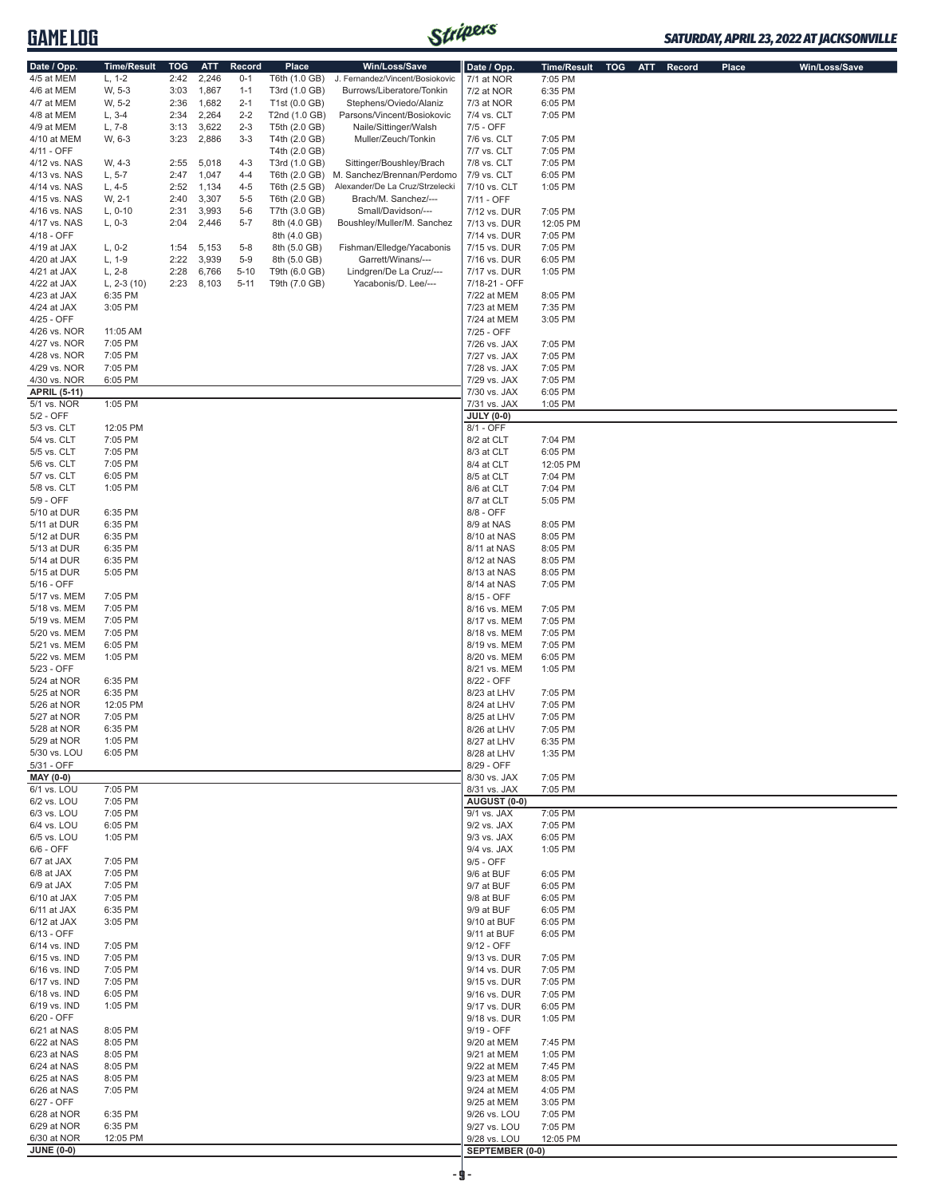# GAME LOG

***SATURDAY, APRIL 23, 2022 AT JACKSONVILLE***

| Date / Opp. | Time/Result | TOG | ATT | Record | Place | Win/Loss/Save |
|---|---|---|---|---|---|---|
| 4/5 at MEM | L, 1-2 | 2:42 | 2,246 | 0-1 | T6th (1.0 GB) | J. Fernandez/Vincent/Bosiokovic |
| 4/6 at MEM | W, 5-3 | 3:03 | 1,867 | 1-1 | T3rd (1.0 GB) | Burrows/Liberatore/Tonkin |
| 4/7 at MEM | W, 5-2 | 2:36 | 1,682 | 2-1 | T1st (0.0 GB) | Stephens/Oviedo/Alaniz |
| 4/8 at MEM | L, 3-4 | 2:34 | 2,264 | 2-2 | T2nd (1.0 GB) | Parsons/Vincent/Bosiokovic |
| 4/9 at MEM | L, 7-8 | 3:13 | 3,622 | 2-3 | T5th (2.0 GB) | Naile/Sittinger/Walsh |
| 4/10 at MEM | W, 6-3 | 3:23 | 2,886 | 3-3 | T4th (2.0 GB) | Muller/Zeuch/Tonkin |
| 4/11 - OFF | | | | | T4th (2.0 GB) | |
| 4/12 vs. NAS | W, 4-3 | 2:55 | 5,018 | 4-3 | T3rd (1.0 GB) | Sittinger/Boushley/Brach |
| 4/13 vs. NAS | L, 5-7 | 2:47 | 1,047 | 4-4 | T6th (2.0 GB) | M. Sanchez/Brennan/Perdomo |
| 4/14 vs. NAS | L, 4-5 | 2:52 | 1,134 | 4-5 | T6th (2.5 GB) | Alexander/De La Cruz/Strzelecki |
| 4/15 vs. NAS | W, 2-1 | 2:40 | 3,307 | 5-5 | T6th (2.0 GB) | Brach/M. Sanchez/--- |
| 4/16 vs. NAS | L, 0-10 | 2:31 | 3,993 | 5-6 | T7th (3.0 GB) | Small/Davidson/--- |
| 4/17 vs. NAS | L, 0-3 | 2:04 | 2,446 | 5-7 | 8th (4.0 GB) | Boushley/Muller/M. Sanchez |
| 4/18 - OFF | | | | | 8th (4.0 GB) | |
| 4/19 at JAX | L, 0-2 | 1:54 | 5,153 | 5-8 | 8th (5.0 GB) | Fishman/Elledge/Yacabonis |
| 4/20 at JAX | L, 1-9 | 2:22 | 3,939 | 5-9 | 8th (5.0 GB) | Garrett/Winans/--- |
| 4/21 at JAX | L, 2-8 | 2:28 | 6,766 | 5-10 | T9th (6.0 GB) | Lindgren/De La Cruz/--- |
| 4/22 at JAX | L, 2-3 (10) | 2:23 | 8,103 | 5-11 | T9th (7.0 GB) | Yacabonis/D. Lee/--- |
| 4/23 at JAX | 6:35 PM | | | | | |
| 4/24 at JAX | 3:05 PM | | | | | |
| 4/25 - OFF | | | | | | |
| 4/26 vs. NOR | 11:05 AM | | | | | |
| 4/27 vs. NOR | 7:05 PM | | | | | |
| 4/28 vs. NOR | 7:05 PM | | | | | |
| 4/29 vs. NOR | 7:05 PM | | | | | |
| 4/30 vs. NOR | 6:05 PM | | | | | |
| **APRIL (5-11)** | | | | | | |
| 5/1 vs. NOR | 1:05 PM | | | | | |
| 5/2 - OFF | | | | | | |
| 5/3 vs. CLT | 12:05 PM | | | | | |
| 5/4 vs. CLT | 7:05 PM | | | | | |
| 5/5 vs. CLT | 7:05 PM | | | | | |
| 5/6 vs. CLT | 7:05 PM | | | | | |
| 5/7 vs. CLT | 6:05 PM | | | | | |
| 5/8 vs. CLT | 1:05 PM | | | | | |
| 5/9 - OFF | | | | | | |
| 5/10 at DUR | 6:35 PM | | | | | |
| 5/11 at DUR | 6:35 PM | | | | | |
| 5/12 at DUR | 6:35 PM | | | | | |
| 5/13 at DUR | 6:35 PM | | | | | |
| 5/14 at DUR | 6:35 PM | | | | | |
| 5/15 at DUR | 5:05 PM | | | | | |
| 5/16 - OFF | | | | | | |
| 5/17 vs. MEM | 7:05 PM | | | | | |
| 5/18 vs. MEM | 7:05 PM | | | | | |
| 5/19 vs. MEM | 7:05 PM | | | | | |
| 5/20 vs. MEM | 7:05 PM | | | | | |
| 5/21 vs. MEM | 6:05 PM | | | | | |
| 5/22 vs. MEM | 1:05 PM | | | | | |
| 5/23 - OFF | | | | | | |
| 5/24 at NOR | 6:35 PM | | | | | |
| 5/25 at NOR | 6:35 PM | | | | | |
| 5/26 at NOR | 12:05 PM | | | | | |
| 5/27 at NOR | 7:05 PM | | | | | |
| 5/28 at NOR | 6:35 PM | | | | | |
| 5/29 at NOR | 1:05 PM | | | | | |
| 5/30 vs. LOU | 6:05 PM | | | | | |
| 5/31 - OFF | | | | | | |
| **MAY (0-0)** | | | | | | |
| 6/1 vs. LOU | 7:05 PM | | | | | |
| 6/2 vs. LOU | 7:05 PM | | | | | |
| 6/3 vs. LOU | 7:05 PM | | | | | |
| 6/4 vs. LOU | 6:05 PM | | | | | |
| 6/5 vs. LOU | 1:05 PM | | | | | |
| 6/6 - OFF | | | | | | |
| 6/7 at JAX | 7:05 PM | | | | | |
| 6/8 at JAX | 7:05 PM | | | | | |
| 6/9 at JAX | 7:05 PM | | | | | |
| 6/10 at JAX | 7:05 PM | | | | | |
| 6/11 at JAX | 6:35 PM | | | | | |
| 6/12 at JAX | 3:05 PM | | | | | |
| 6/13 - OFF | | | | | | |
| 6/14 vs. IND | 7:05 PM | | | | | |
| 6/15 vs. IND | 7:05 PM | | | | | |
| 6/16 vs. IND | 7:05 PM | | | | | |
| 6/17 vs. IND | 7:05 PM | | | | | |
| 6/18 vs. IND | 6:05 PM | | | | | |
| 6/19 vs. IND | 1:05 PM | | | | | |
| 6/20 - OFF | | | | | | |
| 6/21 at NAS | 8:05 PM | | | | | |
| 6/22 at NAS | 8:05 PM | | | | | |
| 6/23 at NAS | 8:05 PM | | | | | |
| 6/24 at NAS | 8:05 PM | | | | | |
| 6/25 at NAS | 8:05 PM | | | | | |
| 6/26 at NAS | 7:05 PM | | | | | |
| 6/27 - OFF | | | | | | |
| 6/28 at NOR | 6:35 PM | | | | | |
| 6/29 at NOR | 6:35 PM | | | | | |
| 6/30 at NOR | 12:05 PM | | | | | |
| **JUNE (0-0)** | | | | | | |

| Date / Opp. | Time/Result | TOG | ATT | Record | Place | Win/Loss/Save |
|---|---|---|---|---|---|---|
| 7/1 at NOR | 7:05 PM | | | | | |
| 7/2 at NOR | 6:35 PM | | | | | |
| 7/3 at NOR | 6:05 PM | | | | | |
| 7/4 vs. CLT | 7:05 PM | | | | | |
| 7/5 - OFF | | | | | | |
| 7/6 vs. CLT | 7:05 PM | | | | | |
| 7/7 vs. CLT | 7:05 PM | | | | | |
| 7/8 vs. CLT | 7:05 PM | | | | | |
| 7/9 vs. CLT | 6:05 PM | | | | | |
| 7/10 vs. CLT | 1:05 PM | | | | | |
| 7/11 - OFF | | | | | | |
| 7/12 vs. DUR | 7:05 PM | | | | | |
| 7/13 vs. DUR | 12:05 PM | | | | | |
| 7/14 vs. DUR | 7:05 PM | | | | | |
| 7/15 vs. DUR | 7:05 PM | | | | | |
| 7/16 vs. DUR | 6:05 PM | | | | | |
| 7/17 vs. DUR | 1:05 PM | | | | | |
| 7/18-21 - OFF | | | | | | |
| 7/22 at MEM | 8:05 PM | | | | | |
| 7/23 at MEM | 7:35 PM | | | | | |
| 7/24 at MEM | 3:05 PM | | | | | |
| 7/25 - OFF | | | | | | |
| 7/26 vs. JAX | 7:05 PM | | | | | |
| 7/27 vs. JAX | 7:05 PM | | | | | |
| 7/28 vs. JAX | 7:05 PM | | | | | |
| 7/29 vs. JAX | 7:05 PM | | | | | |
| 7/30 vs. JAX | 6:05 PM | | | | | |
| 7/31 vs. JAX | 1:05 PM | | | | | |
| **JULY (0-0)** | | | | | | |
| 8/1 - OFF | | | | | | |
| 8/2 at CLT | 7:04 PM | | | | | |
| 8/3 at CLT | 6:05 PM | | | | | |
| 8/4 at CLT | 12:05 PM | | | | | |
| 8/5 at CLT | 7:04 PM | | | | | |
| 8/6 at CLT | 7:04 PM | | | | | |
| 8/7 at CLT | 5:05 PM | | | | | |
| 8/8 - OFF | | | | | | |
| 8/9 at NAS | 8:05 PM | | | | | |
| 8/10 at NAS | 8:05 PM | | | | | |
| 8/11 at NAS | 8:05 PM | | | | | |
| 8/12 at NAS | 8:05 PM | | | | | |
| 8/13 at NAS | 8:05 PM | | | | | |
| 8/14 at NAS | 7:05 PM | | | | | |
| 8/15 - OFF | | | | | | |
| 8/16 vs. MEM | 7:05 PM | | | | | |
| 8/17 vs. MEM | 7:05 PM | | | | | |
| 8/18 vs. MEM | 7:05 PM | | | | | |
| 8/19 vs. MEM | 7:05 PM | | | | | |
| 8/20 vs. MEM | 6:05 PM | | | | | |
| 8/21 vs. MEM | 1:05 PM | | | | | |
| 8/22 - OFF | | | | | | |
| 8/23 at LHV | 7:05 PM | | | | | |
| 8/24 at LHV | 7:05 PM | | | | | |
| 8/25 at LHV | 7:05 PM | | | | | |
| 8/26 at LHV | 7:05 PM | | | | | |
| 8/27 at LHV | 6:35 PM | | | | | |
| 8/28 at LHV | 1:35 PM | | | | | |
| 8/29 - OFF | | | | | | |
| 8/30 vs. JAX | 7:05 PM | | | | | |
| 8/31 vs. JAX | 7:05 PM | | | | | |
| **AUGUST (0-0)** | | | | | | |
| 9/1 vs. JAX | 7:05 PM | | | | | |
| 9/2 vs. JAX | 7:05 PM | | | | | |
| 9/3 vs. JAX | 6:05 PM | | | | | |
| 9/4 vs. JAX | 1:05 PM | | | | | |
| 9/5 - OFF | | | | | | |
| 9/6 at BUF | 6:05 PM | | | | | |
| 9/7 at BUF | 6:05 PM | | | | | |
| 9/8 at BUF | 6:05 PM | | | | | |
| 9/9 at BUF | 6:05 PM | | | | | |
| 9/10 at BUF | 6:05 PM | | | | | |
| 9/11 at BUF | 6:05 PM | | | | | |
| 9/12 - OFF | | | | | | |
| 9/13 vs. DUR | 7:05 PM | | | | | |
| 9/14 vs. DUR | 7:05 PM | | | | | |
| 9/15 vs. DUR | 7:05 PM | | | | | |
| 9/16 vs. DUR | 7:05 PM | | | | | |
| 9/17 vs. DUR | 6:05 PM | | | | | |
| 9/18 vs. DUR | 1:05 PM | | | | | |
| 9/19 - OFF | | | | | | |
| 9/20 at MEM | 7:45 PM | | | | | |
| 9/21 at MEM | 1:05 PM | | | | | |
| 9/22 at MEM | 7:45 PM | | | | | |
| 9/23 at MEM | 8:05 PM | | | | | |
| 9/24 at MEM | 4:05 PM | | | | | |
| 9/25 at MEM | 3:05 PM | | | | | |
| 9/26 vs. LOU | 7:05 PM | | | | | |
| 9/27 vs. LOU | 7:05 PM | | | | | |
| 9/28 vs. LOU | 12:05 PM | | | | | |
| **SEPTEMBER (0-0)** | | | | | | |